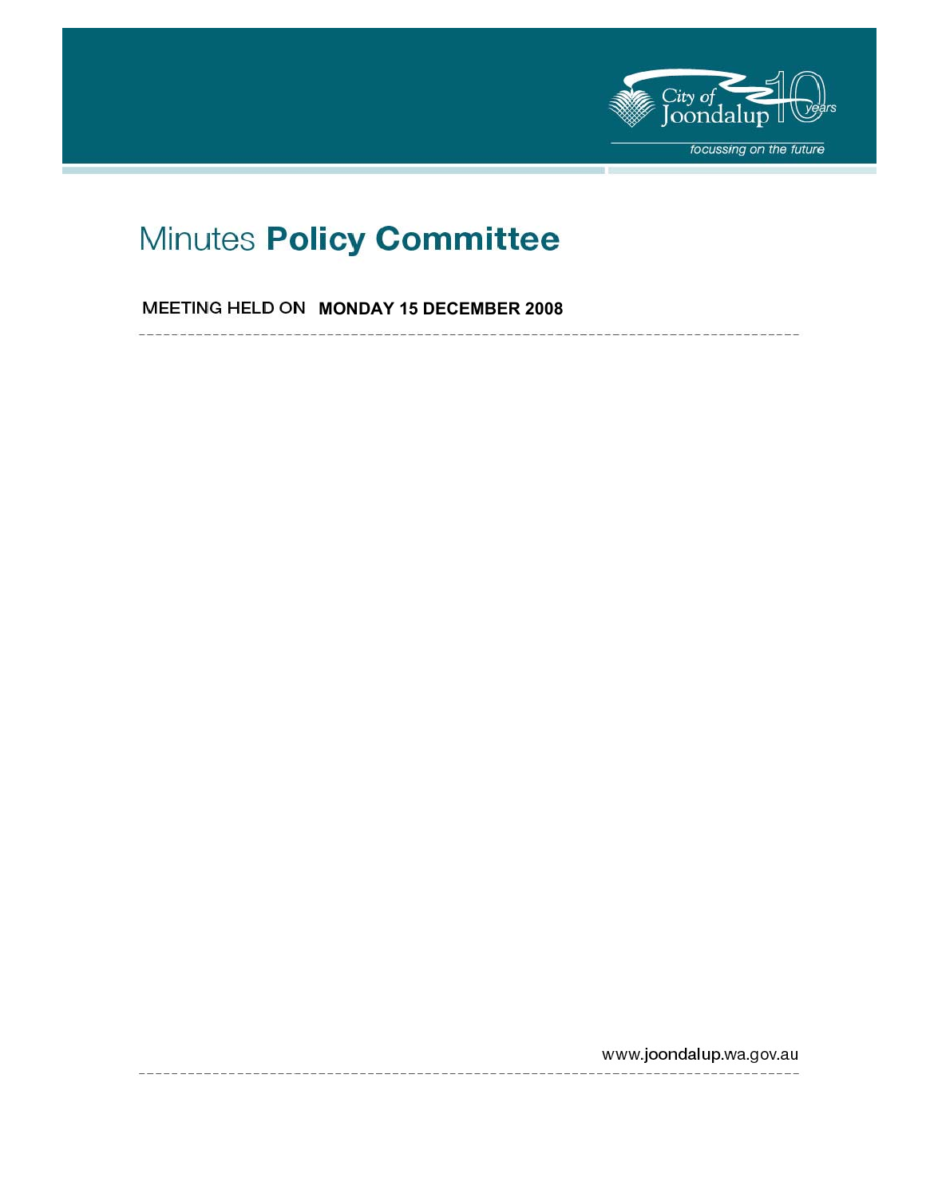# Minutes **Policy Committee**

MEETING HELD ON **MONDAY 15 DECEMBER 2008**

www.joondalup.wa.gov.au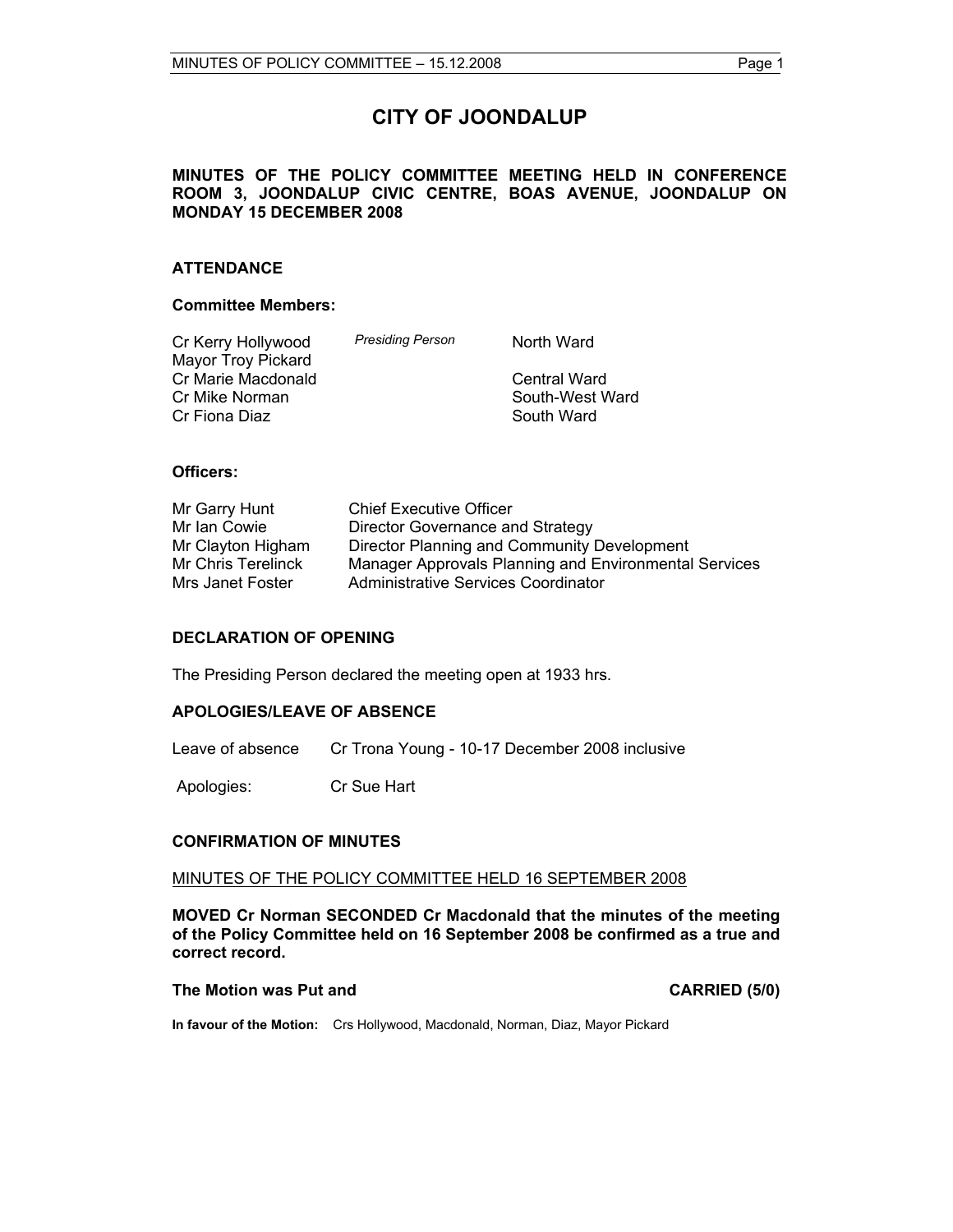# CITY OF JOONDALUP

**MINUTES OF THE POLICY COMMITTEE MEETING HELD IN CONFERENCE ROOM 3, JOONDALUP CIVIC CENTRE, BOAS AVENUE, JOONDALUP ON MONDAY 15 DECEMBER 2008**

## ATTENDANCE

### Committee Members:

| | | |
|---|---|---|
| Cr Kerry Hollywood | *Presiding Person* | North Ward |
| Mayor Troy Pickard | | |
| Cr Marie Macdonald | | Central Ward |
| Cr Mike Norman | | South-West Ward |
| Cr Fiona Diaz | | South Ward |

### Officers:

| | |
|---|---|
| Mr Garry Hunt | Chief Executive Officer |
| Mr Ian Cowie | Director Governance and Strategy |
| Mr Clayton Higham | Director Planning and Community Development |
| Mr Chris Terelinck | Manager Approvals Planning and Environmental Services |
| Mrs Janet Foster | Administrative Services Coordinator |

## DECLARATION OF OPENING

The Presiding Person declared the meeting open at 1933 hrs.

## APOLOGIES/LEAVE OF ABSENCE

Leave of absence Cr Trona Young - 10-17 December 2008 inclusive

Apologies: Cr Sue Hart

## CONFIRMATION OF MINUTES

MINUTES OF THE POLICY COMMITTEE HELD 16 SEPTEMBER 2008

**MOVED Cr Norman SECONDED Cr Macdonald that the minutes of the meeting of the Policy Committee held on 16 September 2008 be confirmed as a true and correct record.**

**The Motion was Put and CARRIED (5/0)**

**In favour of the Motion:** Crs Hollywood, Macdonald, Norman, Diaz, Mayor Pickard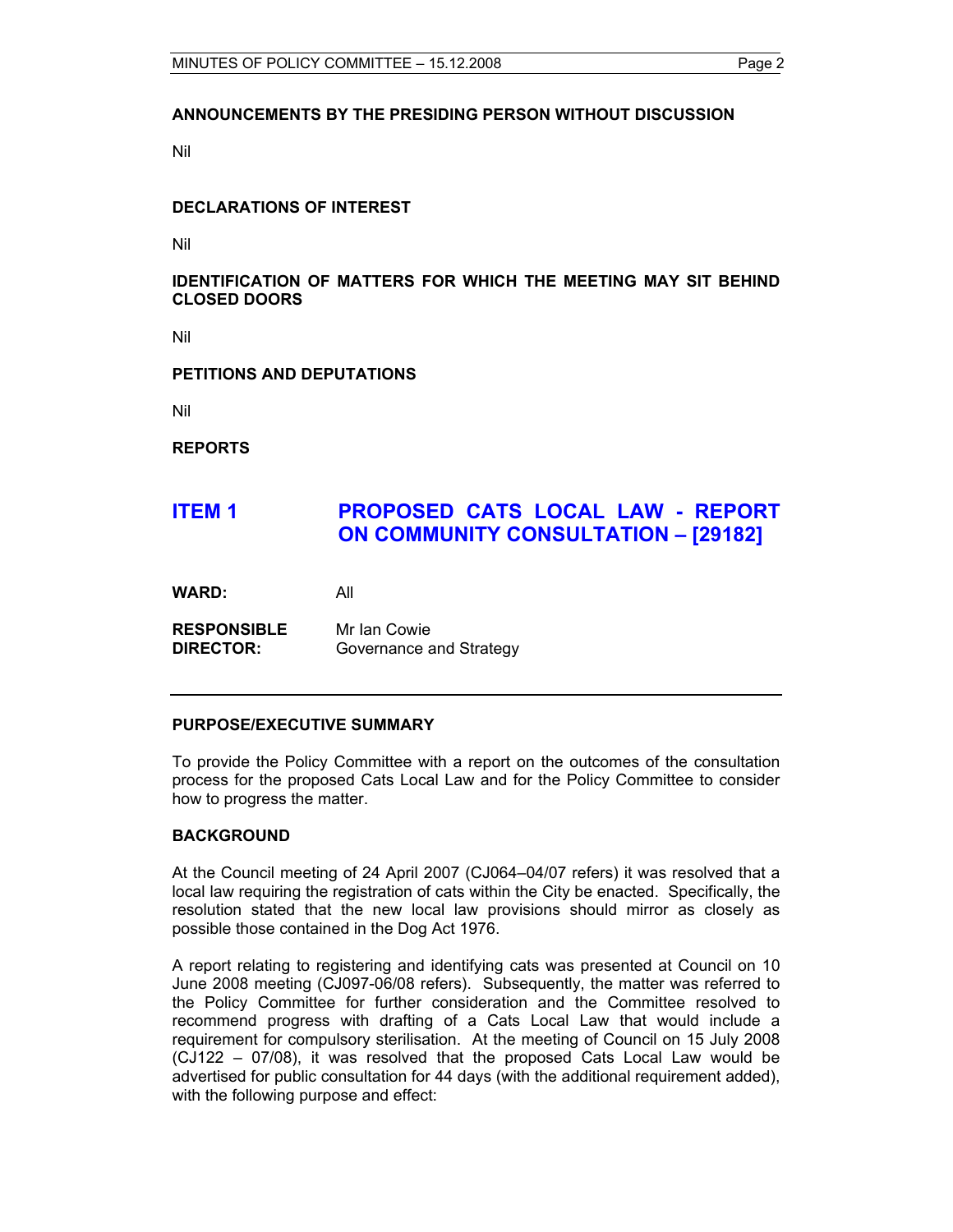**ANNOUNCEMENTS BY THE PRESIDING PERSON WITHOUT DISCUSSION**

Nil

**DECLARATIONS OF INTEREST**

Nil

**IDENTIFICATION OF MATTERS FOR WHICH THE MEETING MAY SIT BEHIND CLOSED DOORS**

Nil

**PETITIONS AND DEPUTATIONS**

Nil

**REPORTS**

## ITEM 1 PROPOSED CATS LOCAL LAW - REPORT ON COMMUNITY CONSULTATION – [29182]

**WARD:** All

**RESPONSIBLE DIRECTOR:** Mr Ian Cowie
Governance and Strategy

---

**PURPOSE/EXECUTIVE SUMMARY**

To provide the Policy Committee with a report on the outcomes of the consultation process for the proposed Cats Local Law and for the Policy Committee to consider how to progress the matter.

**BACKGROUND**

At the Council meeting of 24 April 2007 (CJ064–04/07 refers) it was resolved that a local law requiring the registration of cats within the City be enacted. Specifically, the resolution stated that the new local law provisions should mirror as closely as possible those contained in the Dog Act 1976.

A report relating to registering and identifying cats was presented at Council on 10 June 2008 meeting (CJ097-06/08 refers). Subsequently, the matter was referred to the Policy Committee for further consideration and the Committee resolved to recommend progress with drafting of a Cats Local Law that would include a requirement for compulsory sterilisation. At the meeting of Council on 15 July 2008 (CJ122 – 07/08), it was resolved that the proposed Cats Local Law would be advertised for public consultation for 44 days (with the additional requirement added), with the following purpose and effect: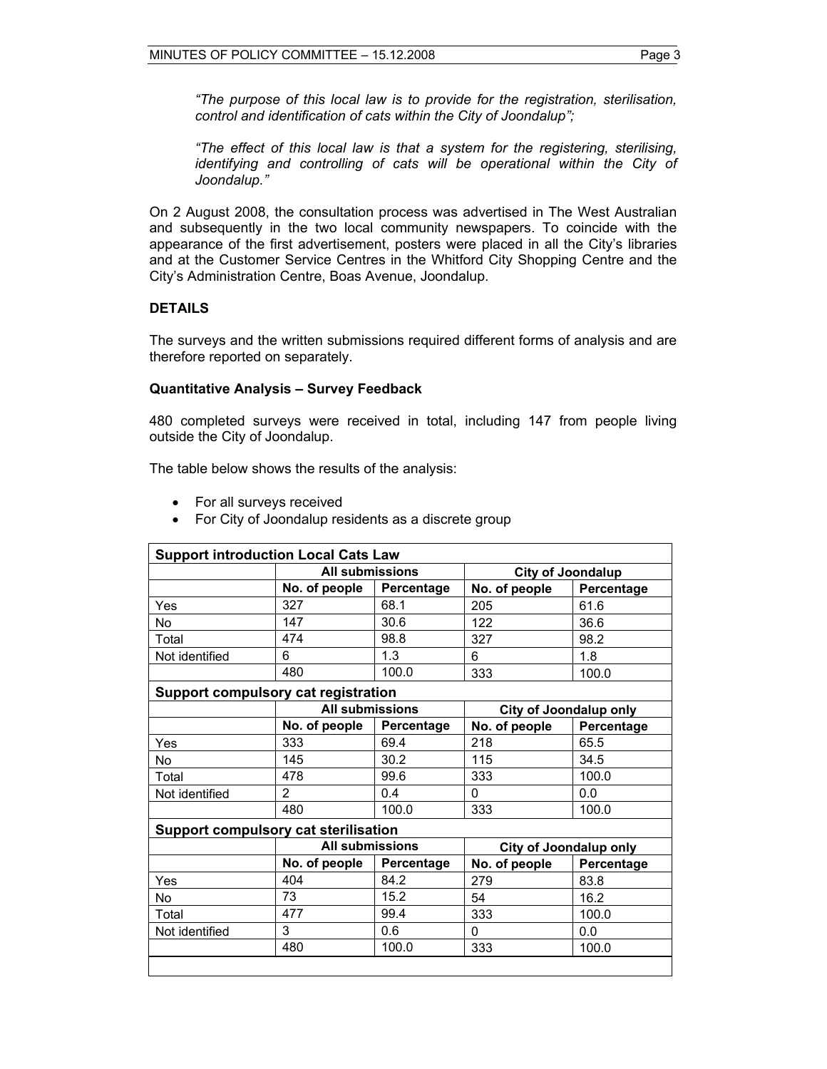*"The purpose of this local law is to provide for the registration, sterilisation, control and identification of cats within the City of Joondalup";*

*"The effect of this local law is that a system for the registering, sterilising, identifying and controlling of cats will be operational within the City of Joondalup."*

On 2 August 2008, the consultation process was advertised in The West Australian and subsequently in the two local community newspapers. To coincide with the appearance of the first advertisement, posters were placed in all the City's libraries and at the Customer Service Centres in the Whitford City Shopping Centre and the City's Administration Centre, Boas Avenue, Joondalup.

**DETAILS**

The surveys and the written submissions required different forms of analysis and are therefore reported on separately.

**Quantitative Analysis – Survey Feedback**

480 completed surveys were received in total, including 147 from people living outside the City of Joondalup.

The table below shows the results of the analysis:

- For all surveys received
- For City of Joondalup residents as a discrete group

| **Support introduction Local Cats Law** | | | | |
|---|---|---|---|---|
| | **All submissions** | | **City of Joondalup** | |
| | **No. of people** | **Percentage** | **No. of people** | **Percentage** |
| Yes | 327 | 68.1 | 205 | 61.6 |
| No | 147 | 30.6 | 122 | 36.6 |
| Total | 474 | 98.8 | 327 | 98.2 |
| Not identified | 6 | 1.3 | 6 | 1.8 |
| | 480 | 100.0 | 333 | 100.0 |
| **Support compulsory cat registration** | | | | |
| | **All submissions** | | **City of Joondalup only** | |
| | **No. of people** | **Percentage** | **No. of people** | **Percentage** |
| Yes | 333 | 69.4 | 218 | 65.5 |
| No | 145 | 30.2 | 115 | 34.5 |
| Total | 478 | 99.6 | 333 | 100.0 |
| Not identified | 2 | 0.4 | 0 | 0.0 |
| | 480 | 100.0 | 333 | 100.0 |
| **Support compulsory cat sterilisation** | | | | |
| | **All submissions** | | **City of Joondalup only** | |
| | **No. of people** | **Percentage** | **No. of people** | **Percentage** |
| Yes | 404 | 84.2 | 279 | 83.8 |
| No | 73 | 15.2 | 54 | 16.2 |
| Total | 477 | 99.4 | 333 | 100.0 |
| Not identified | 3 | 0.6 | 0 | 0.0 |
| | 480 | 100.0 | 333 | 100.0 |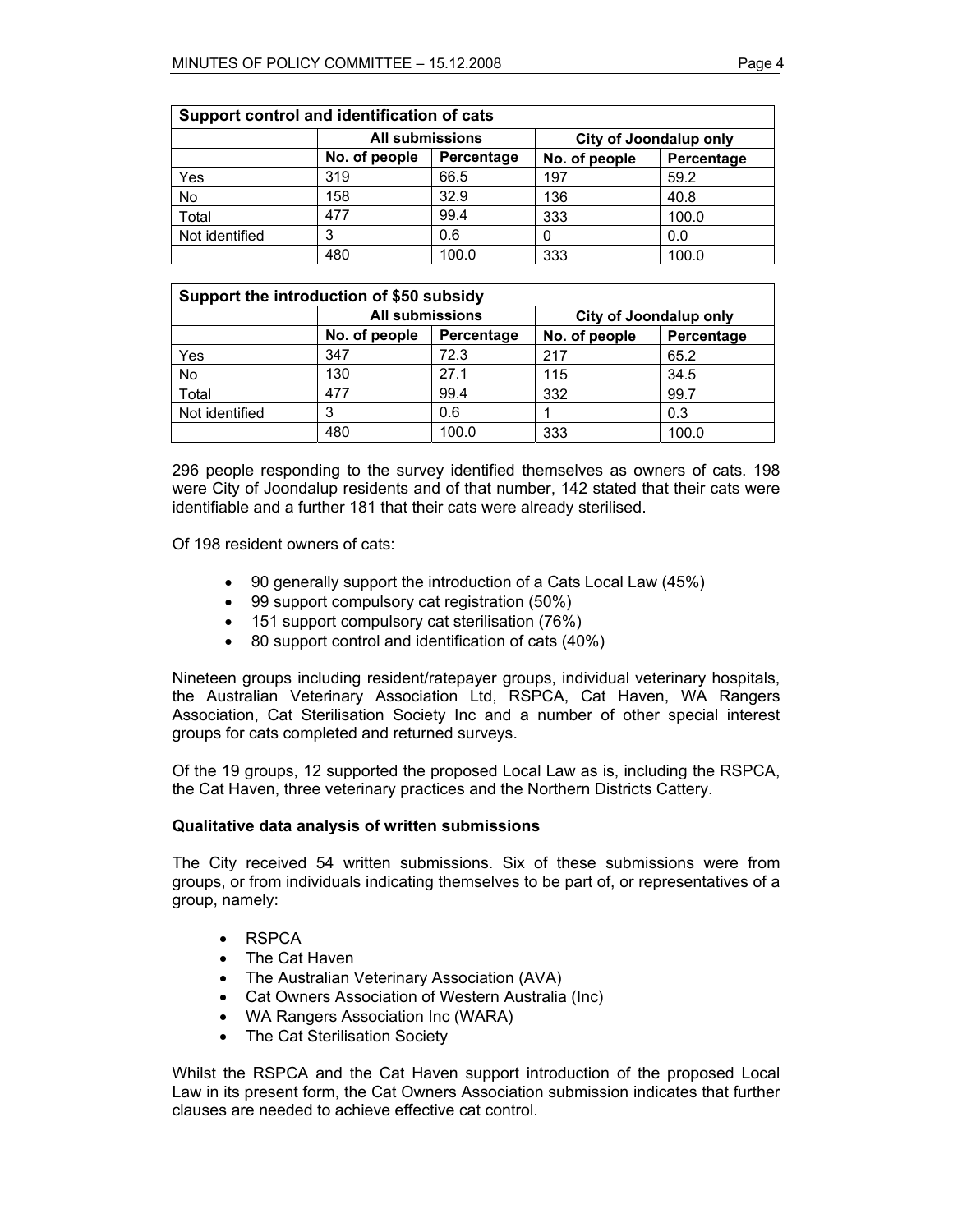| Support control and identification of cats | | | | |
|---|---|---|---|---|
| | All submissions | | City of Joondalup only | |
| | No. of people | Percentage | No. of people | Percentage |
| Yes | 319 | 66.5 | 197 | 59.2 |
| No | 158 | 32.9 | 136 | 40.8 |
| Total | 477 | 99.4 | 333 | 100.0 |
| Not identified | 3 | 0.6 | 0 | 0.0 |
| | 480 | 100.0 | 333 | 100.0 |

| Support the introduction of $50 subsidy | | | | |
|---|---|---|---|---|
| | All submissions | | City of Joondalup only | |
| | No. of people | Percentage | No. of people | Percentage |
| Yes | 347 | 72.3 | 217 | 65.2 |
| No | 130 | 27.1 | 115 | 34.5 |
| Total | 477 | 99.4 | 332 | 99.7 |
| Not identified | 3 | 0.6 | 1 | 0.3 |
| | 480 | 100.0 | 333 | 100.0 |

296 people responding to the survey identified themselves as owners of cats. 198 were City of Joondalup residents and of that number, 142 stated that their cats were identifiable and a further 181 that their cats were already sterilised.

Of 198 resident owners of cats:

- 90 generally support the introduction of a Cats Local Law (45%)
- 99 support compulsory cat registration (50%)
- 151 support compulsory cat sterilisation (76%)
- 80 support control and identification of cats (40%)

Nineteen groups including resident/ratepayer groups, individual veterinary hospitals, the Australian Veterinary Association Ltd, RSPCA, Cat Haven, WA Rangers Association, Cat Sterilisation Society Inc and a number of other special interest groups for cats completed and returned surveys.

Of the 19 groups, 12 supported the proposed Local Law as is, including the RSPCA, the Cat Haven, three veterinary practices and the Northern Districts Cattery.

**Qualitative data analysis of written submissions**

The City received 54 written submissions. Six of these submissions were from groups, or from individuals indicating themselves to be part of, or representatives of a group, namely:

- RSPCA
- The Cat Haven
- The Australian Veterinary Association (AVA)
- Cat Owners Association of Western Australia (Inc)
- WA Rangers Association Inc (WARA)
- The Cat Sterilisation Society

Whilst the RSPCA and the Cat Haven support introduction of the proposed Local Law in its present form, the Cat Owners Association submission indicates that further clauses are needed to achieve effective cat control.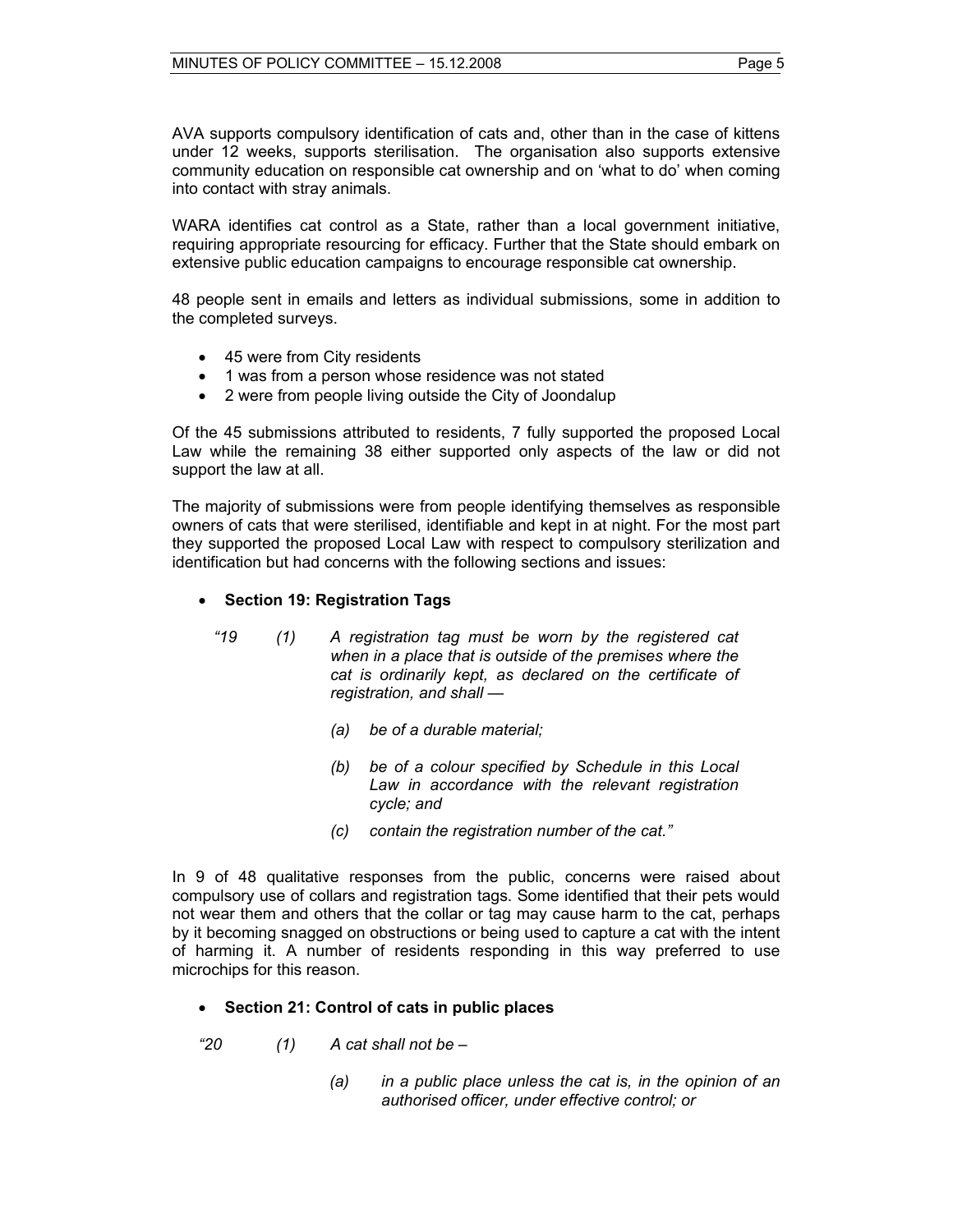AVA supports compulsory identification of cats and, other than in the case of kittens under 12 weeks, supports sterilisation. The organisation also supports extensive community education on responsible cat ownership and on 'what to do' when coming into contact with stray animals.

WARA identifies cat control as a State, rather than a local government initiative, requiring appropriate resourcing for efficacy. Further that the State should embark on extensive public education campaigns to encourage responsible cat ownership.

48 people sent in emails and letters as individual submissions, some in addition to the completed surveys.

- 45 were from City residents
- 1 was from a person whose residence was not stated
- 2 were from people living outside the City of Joondalup

Of the 45 submissions attributed to residents, 7 fully supported the proposed Local Law while the remaining 38 either supported only aspects of the law or did not support the law at all.

The majority of submissions were from people identifying themselves as responsible owners of cats that were sterilised, identifiable and kept in at night. For the most part they supported the proposed Local Law with respect to compulsory sterilization and identification but had concerns with the following sections and issues:

- **Section 19: Registration Tags**

*"19 (1) A registration tag must be worn by the registered cat when in a place that is outside of the premises where the cat is ordinarily kept, as declared on the certificate of registration, and shall —*

*(a) be of a durable material;*

*(b) be of a colour specified by Schedule in this Local Law in accordance with the relevant registration cycle; and*

*(c) contain the registration number of the cat."*

In 9 of 48 qualitative responses from the public, concerns were raised about compulsory use of collars and registration tags. Some identified that their pets would not wear them and others that the collar or tag may cause harm to the cat, perhaps by it becoming snagged on obstructions or being used to capture a cat with the intent of harming it. A number of residents responding in this way preferred to use microchips for this reason.

- **Section 21: Control of cats in public places**

*"20 (1) A cat shall not be –*

*(a) in a public place unless the cat is, in the opinion of an authorised officer, under effective control; or*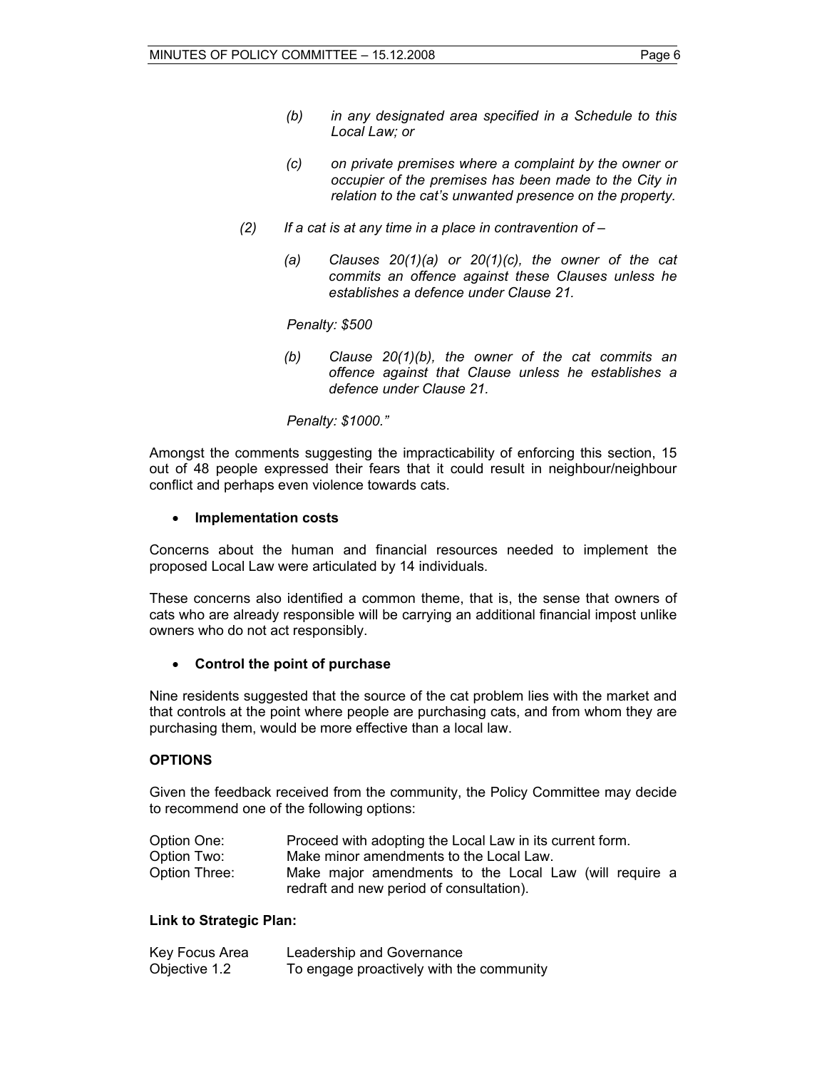*(b) in any designated area specified in a Schedule to this Local Law; or*

*(c) on private premises where a complaint by the owner or occupier of the premises has been made to the City in relation to the cat's unwanted presence on the property.*

*(2) If a cat is at any time in a place in contravention of –*

*(a) Clauses 20(1)(a) or 20(1)(c), the owner of the cat commits an offence against these Clauses unless he establishes a defence under Clause 21.*

*Penalty: $500*

*(b) Clause 20(1)(b), the owner of the cat commits an offence against that Clause unless he establishes a defence under Clause 21.*

*Penalty: $1000."*

Amongst the comments suggesting the impracticability of enforcing this section, 15 out of 48 people expressed their fears that it could result in neighbour/neighbour conflict and perhaps even violence towards cats.

- **Implementation costs**

Concerns about the human and financial resources needed to implement the proposed Local Law were articulated by 14 individuals.

These concerns also identified a common theme, that is, the sense that owners of cats who are already responsible will be carrying an additional financial impost unlike owners who do not act responsibly.

- **Control the point of purchase**

Nine residents suggested that the source of the cat problem lies with the market and that controls at the point where people are purchasing cats, and from whom they are purchasing them, would be more effective than a local law.

**OPTIONS**

Given the feedback received from the community, the Policy Committee may decide to recommend one of the following options:

| | |
|---|---|
| Option One: | Proceed with adopting the Local Law in its current form. |
| Option Two: | Make minor amendments to the Local Law. |
| Option Three: | Make major amendments to the Local Law (will require a redraft and new period of consultation). |

**Link to Strategic Plan:**

| | |
|---|---|
| Key Focus Area | Leadership and Governance |
| Objective 1.2 | To engage proactively with the community |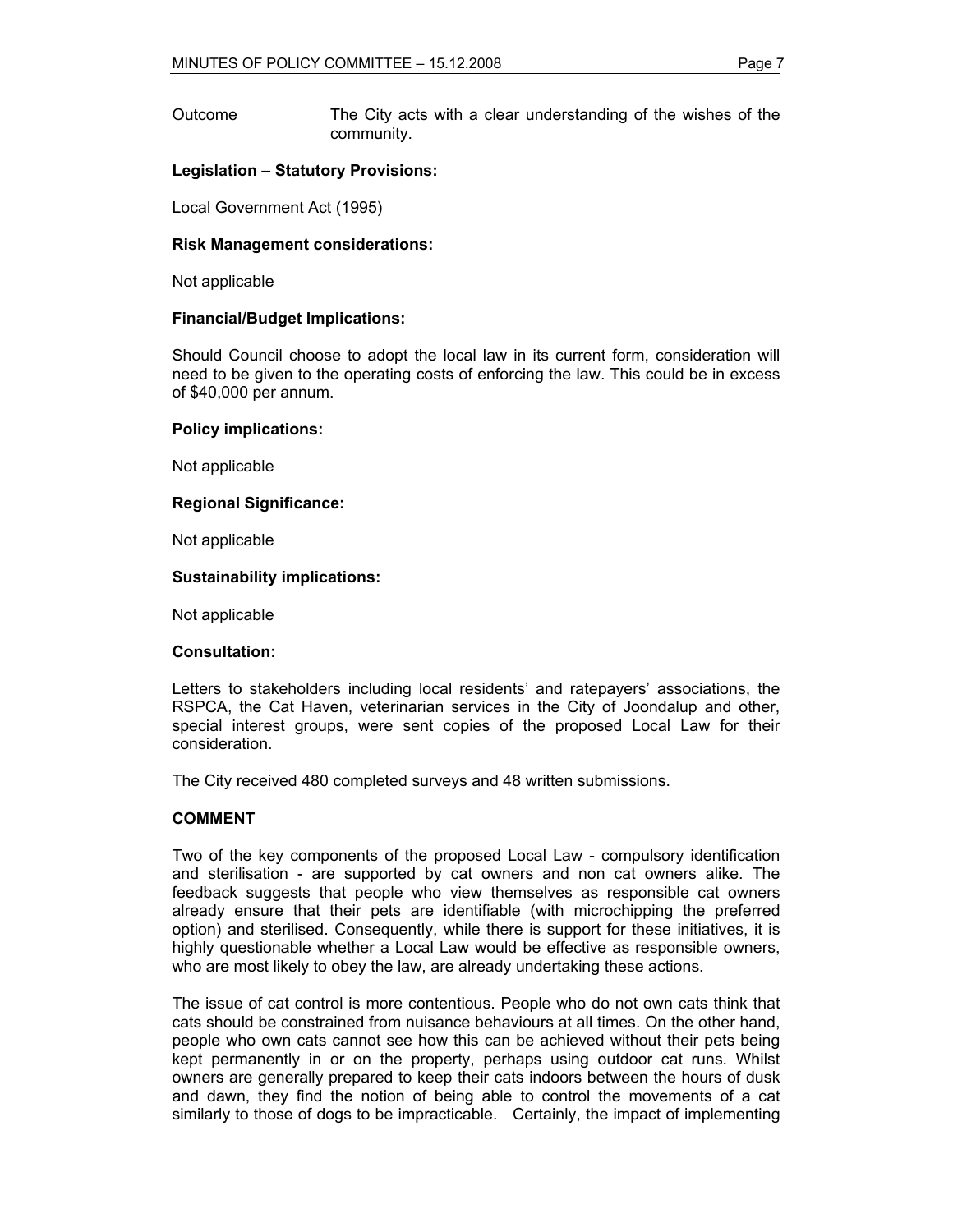Outcome The City acts with a clear understanding of the wishes of the community.

**Legislation – Statutory Provisions:**

Local Government Act (1995)

**Risk Management considerations:**

Not applicable

**Financial/Budget Implications:**

Should Council choose to adopt the local law in its current form, consideration will need to be given to the operating costs of enforcing the law. This could be in excess of $40,000 per annum.

**Policy implications:**

Not applicable

**Regional Significance:**

Not applicable

**Sustainability implications:**

Not applicable

**Consultation:**

Letters to stakeholders including local residents' and ratepayers' associations, the RSPCA, the Cat Haven, veterinarian services in the City of Joondalup and other, special interest groups, were sent copies of the proposed Local Law for their consideration.

The City received 480 completed surveys and 48 written submissions.

**COMMENT**

Two of the key components of the proposed Local Law - compulsory identification and sterilisation - are supported by cat owners and non cat owners alike. The feedback suggests that people who view themselves as responsible cat owners already ensure that their pets are identifiable (with microchipping the preferred option) and sterilised. Consequently, while there is support for these initiatives, it is highly questionable whether a Local Law would be effective as responsible owners, who are most likely to obey the law, are already undertaking these actions.

The issue of cat control is more contentious. People who do not own cats think that cats should be constrained from nuisance behaviours at all times. On the other hand, people who own cats cannot see how this can be achieved without their pets being kept permanently in or on the property, perhaps using outdoor cat runs. Whilst owners are generally prepared to keep their cats indoors between the hours of dusk and dawn, they find the notion of being able to control the movements of a cat similarly to those of dogs to be impracticable. Certainly, the impact of implementing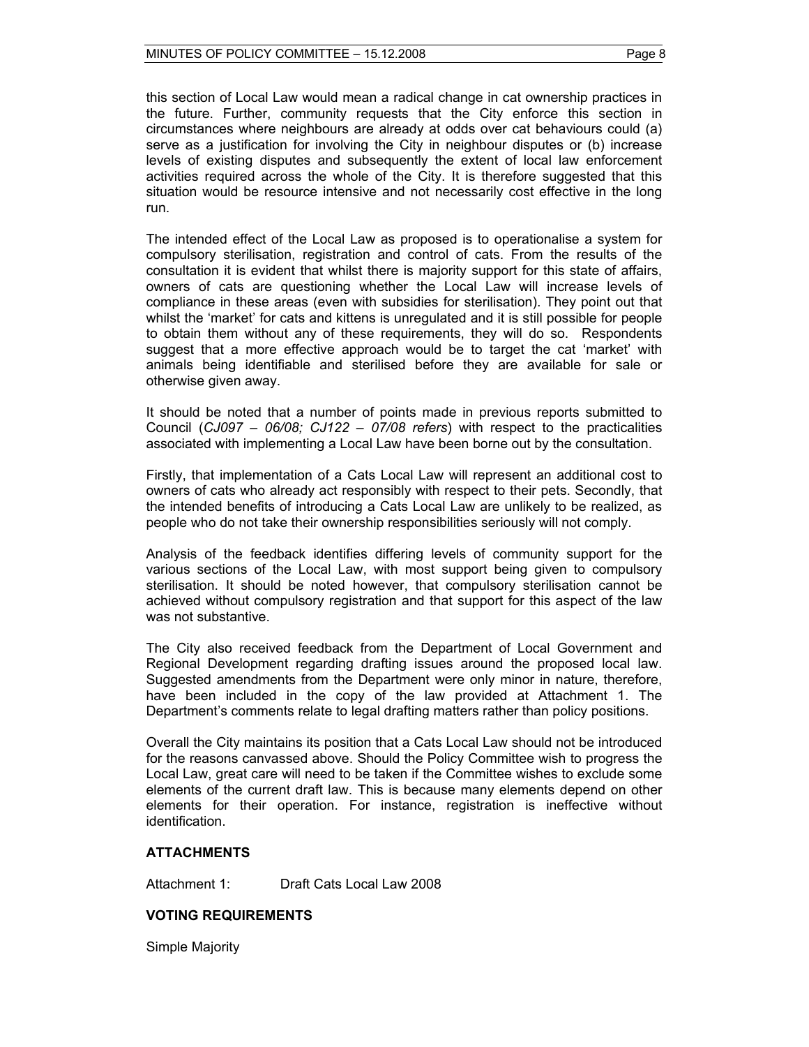this section of Local Law would mean a radical change in cat ownership practices in the future. Further, community requests that the City enforce this section in circumstances where neighbours are already at odds over cat behaviours could (a) serve as a justification for involving the City in neighbour disputes or (b) increase levels of existing disputes and subsequently the extent of local law enforcement activities required across the whole of the City. It is therefore suggested that this situation would be resource intensive and not necessarily cost effective in the long run.

The intended effect of the Local Law as proposed is to operationalise a system for compulsory sterilisation, registration and control of cats. From the results of the consultation it is evident that whilst there is majority support for this state of affairs, owners of cats are questioning whether the Local Law will increase levels of compliance in these areas (even with subsidies for sterilisation). They point out that whilst the 'market' for cats and kittens is unregulated and it is still possible for people to obtain them without any of these requirements, they will do so. Respondents suggest that a more effective approach would be to target the cat 'market' with animals being identifiable and sterilised before they are available for sale or otherwise given away.

It should be noted that a number of points made in previous reports submitted to Council (*CJ097 – 06/08; CJ122 – 07/08 refers*) with respect to the practicalities associated with implementing a Local Law have been borne out by the consultation.

Firstly, that implementation of a Cats Local Law will represent an additional cost to owners of cats who already act responsibly with respect to their pets. Secondly, that the intended benefits of introducing a Cats Local Law are unlikely to be realized, as people who do not take their ownership responsibilities seriously will not comply.

Analysis of the feedback identifies differing levels of community support for the various sections of the Local Law, with most support being given to compulsory sterilisation. It should be noted however, that compulsory sterilisation cannot be achieved without compulsory registration and that support for this aspect of the law was not substantive.

The City also received feedback from the Department of Local Government and Regional Development regarding drafting issues around the proposed local law. Suggested amendments from the Department were only minor in nature, therefore, have been included in the copy of the law provided at Attachment 1. The Department's comments relate to legal drafting matters rather than policy positions.

Overall the City maintains its position that a Cats Local Law should not be introduced for the reasons canvassed above. Should the Policy Committee wish to progress the Local Law, great care will need to be taken if the Committee wishes to exclude some elements of the current draft law. This is because many elements depend on other elements for their operation. For instance, registration is ineffective without identification.

## ATTACHMENTS

Attachment 1: Draft Cats Local Law 2008

## VOTING REQUIREMENTS

Simple Majority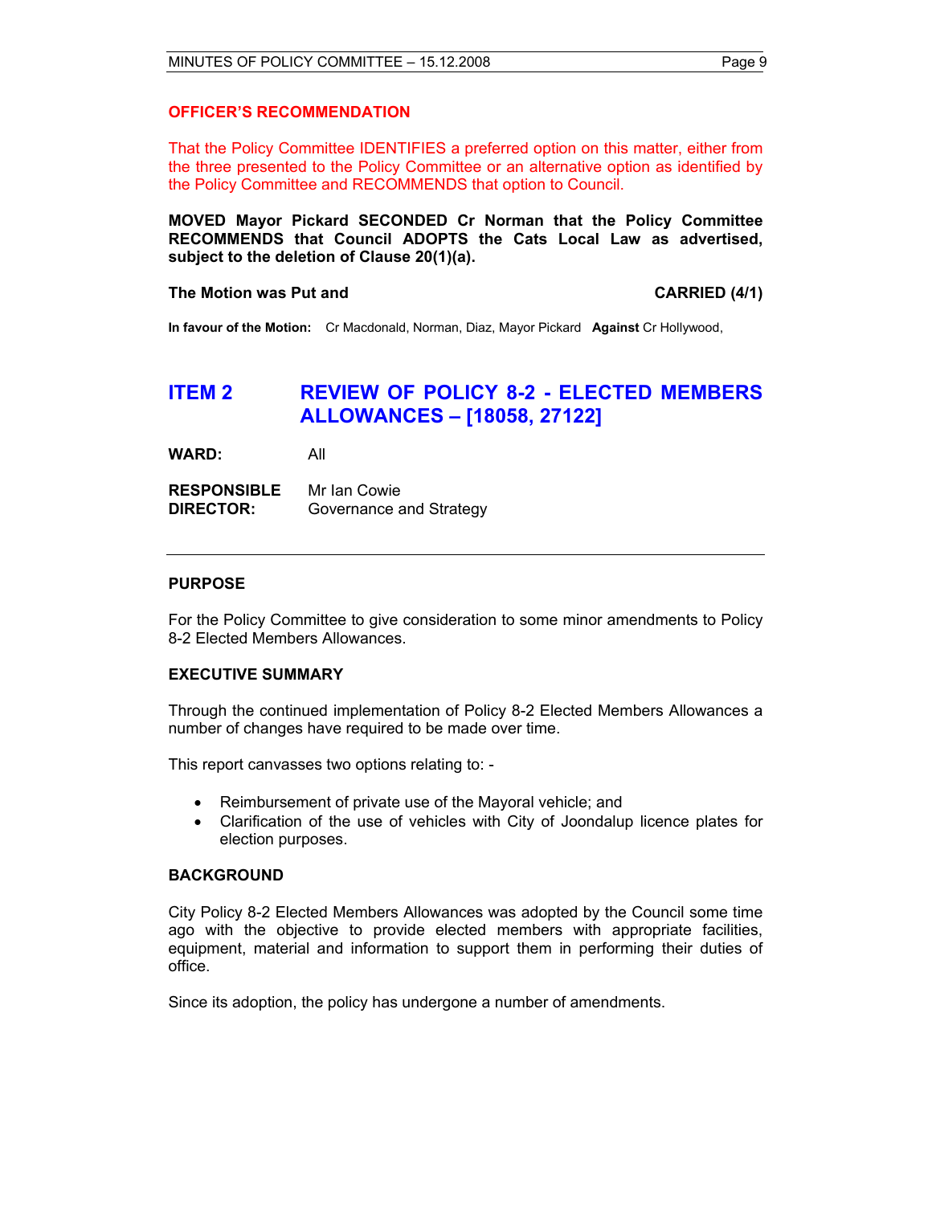### OFFICER'S RECOMMENDATION

That the Policy Committee IDENTIFIES a preferred option on this matter, either from the three presented to the Policy Committee or an alternative option as identified by the Policy Committee and RECOMMENDS that option to Council.

**MOVED Mayor Pickard SECONDED Cr Norman that the Policy Committee RECOMMENDS that Council ADOPTS the Cats Local Law as advertised, subject to the deletion of Clause 20(1)(a).**

**The Motion was Put and CARRIED (4/1)**

**In favour of the Motion:** Cr Macdonald, Norman, Diaz, Mayor Pickard **Against** Cr Hollywood,

## ITEM 2 REVIEW OF POLICY 8-2 - ELECTED MEMBERS ALLOWANCES – [18058, 27122]

**WARD:** All

**RESPONSIBLE DIRECTOR:** Mr Ian Cowie
Governance and Strategy

---

### PURPOSE

For the Policy Committee to give consideration to some minor amendments to Policy 8-2 Elected Members Allowances.

### EXECUTIVE SUMMARY

Through the continued implementation of Policy 8-2 Elected Members Allowances a number of changes have required to be made over time.

This report canvasses two options relating to: -

- Reimbursement of private use of the Mayoral vehicle; and
- Clarification of the use of vehicles with City of Joondalup licence plates for election purposes.

### BACKGROUND

City Policy 8-2 Elected Members Allowances was adopted by the Council some time ago with the objective to provide elected members with appropriate facilities, equipment, material and information to support them in performing their duties of office.

Since its adoption, the policy has undergone a number of amendments.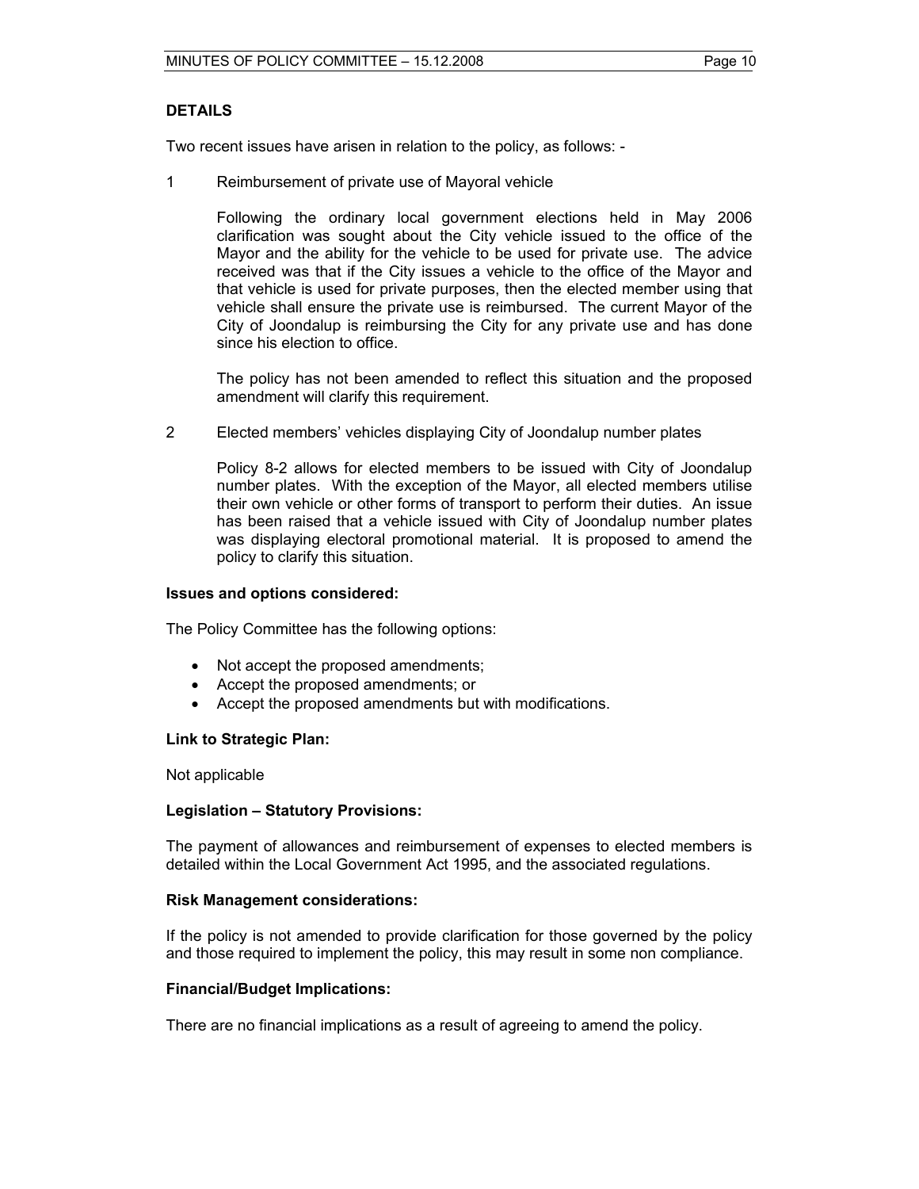### DETAILS

Two recent issues have arisen in relation to the policy, as follows: -

1 Reimbursement of private use of Mayoral vehicle

   Following the ordinary local government elections held in May 2006 clarification was sought about the City vehicle issued to the office of the Mayor and the ability for the vehicle to be used for private use. The advice received was that if the City issues a vehicle to the office of the Mayor and that vehicle is used for private purposes, then the elected member using that vehicle shall ensure the private use is reimbursed. The current Mayor of the City of Joondalup is reimbursing the City for any private use and has done since his election to office.

   The policy has not been amended to reflect this situation and the proposed amendment will clarify this requirement.

2 Elected members' vehicles displaying City of Joondalup number plates

   Policy 8-2 allows for elected members to be issued with City of Joondalup number plates. With the exception of the Mayor, all elected members utilise their own vehicle or other forms of transport to perform their duties. An issue has been raised that a vehicle issued with City of Joondalup number plates was displaying electoral promotional material. It is proposed to amend the policy to clarify this situation.

**Issues and options considered:**

The Policy Committee has the following options:

- Not accept the proposed amendments;
- Accept the proposed amendments; or
- Accept the proposed amendments but with modifications.

**Link to Strategic Plan:**

Not applicable

**Legislation – Statutory Provisions:**

The payment of allowances and reimbursement of expenses to elected members is detailed within the Local Government Act 1995, and the associated regulations.

**Risk Management considerations:**

If the policy is not amended to provide clarification for those governed by the policy and those required to implement the policy, this may result in some non compliance.

**Financial/Budget Implications:**

There are no financial implications as a result of agreeing to amend the policy.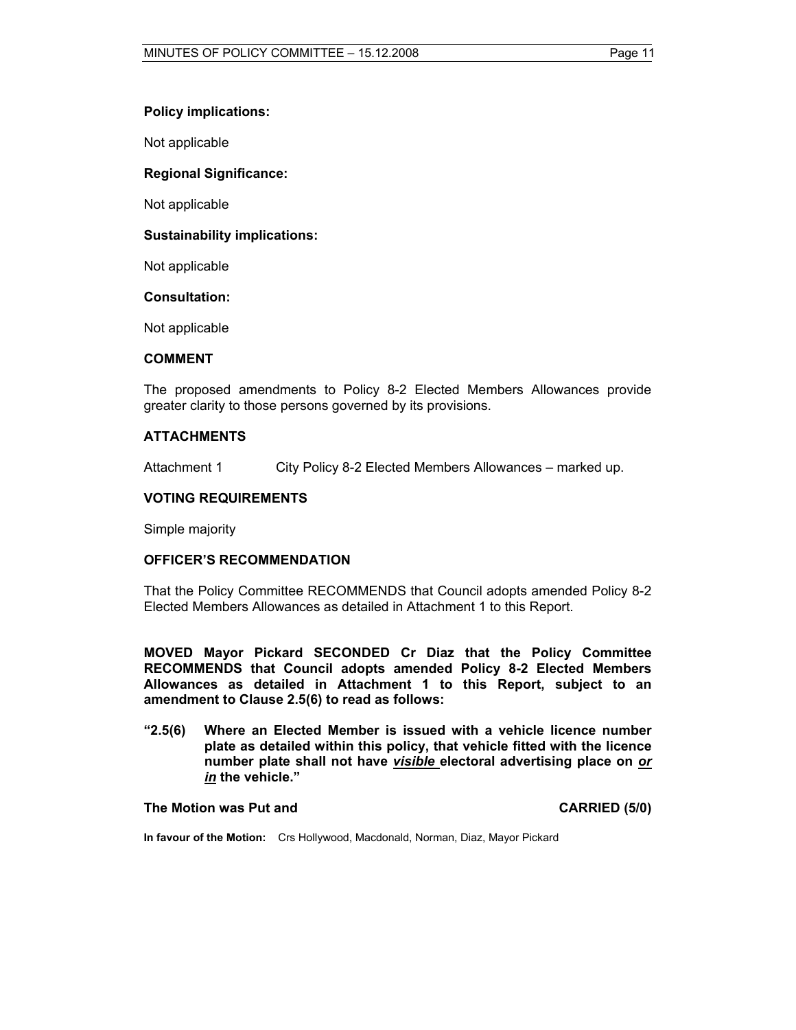**Policy implications:**

Not applicable

**Regional Significance:**

Not applicable

**Sustainability implications:**

Not applicable

**Consultation:**

Not applicable

## COMMENT

The proposed amendments to Policy 8-2 Elected Members Allowances provide greater clarity to those persons governed by its provisions.

## ATTACHMENTS

Attachment 1 City Policy 8-2 Elected Members Allowances – marked up.

## VOTING REQUIREMENTS

Simple majority

## OFFICER'S RECOMMENDATION

That the Policy Committee RECOMMENDS that Council adopts amended Policy 8-2 Elected Members Allowances as detailed in Attachment 1 to this Report.

**MOVED Mayor Pickard SECONDED Cr Diaz that the Policy Committee RECOMMENDS that Council adopts amended Policy 8-2 Elected Members Allowances as detailed in Attachment 1 to this Report, subject to an amendment to Clause 2.5(6) to read as follows:**

**"2.5(6) Where an Elected Member is issued with a vehicle licence number plate as detailed within this policy, that vehicle fitted with the licence number plate shall not have *visible* electoral advertising place on *or in* the vehicle."**

**The Motion was Put and CARRIED (5/0)**

**In favour of the Motion:** Crs Hollywood, Macdonald, Norman, Diaz, Mayor Pickard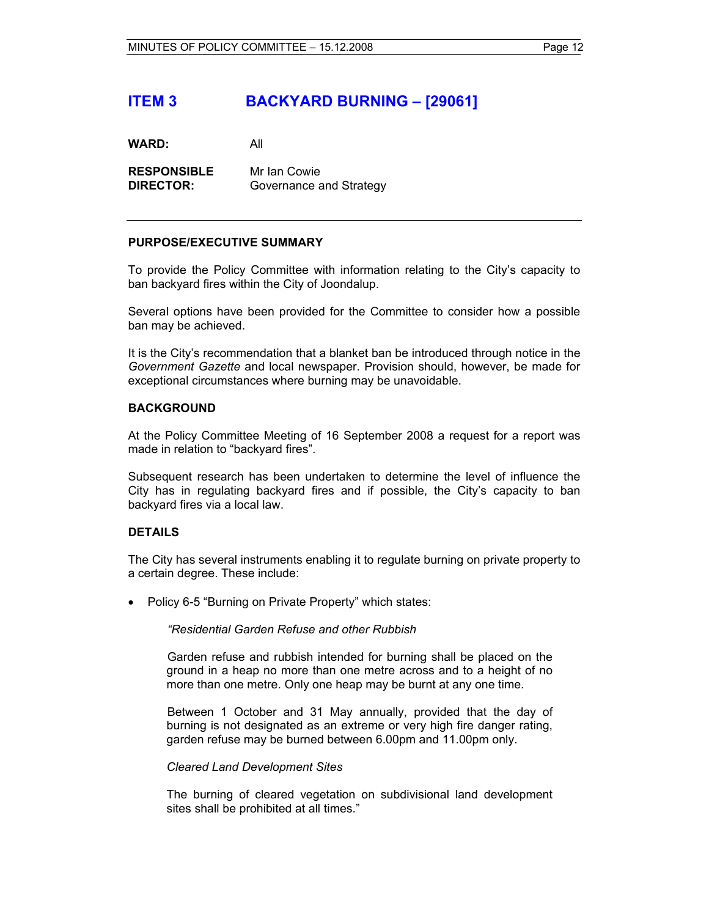# ITEM 3 BACKYARD BURNING – [29061]

**WARD:** All

**RESPONSIBLE DIRECTOR:** Mr Ian Cowie
Governance and Strategy

---

## PURPOSE/EXECUTIVE SUMMARY

To provide the Policy Committee with information relating to the City's capacity to ban backyard fires within the City of Joondalup.

Several options have been provided for the Committee to consider how a possible ban may be achieved.

It is the City's recommendation that a blanket ban be introduced through notice in the *Government Gazette* and local newspaper. Provision should, however, be made for exceptional circumstances where burning may be unavoidable.

## BACKGROUND

At the Policy Committee Meeting of 16 September 2008 a request for a report was made in relation to "backyard fires".

Subsequent research has been undertaken to determine the level of influence the City has in regulating backyard fires and if possible, the City's capacity to ban backyard fires via a local law.

## DETAILS

The City has several instruments enabling it to regulate burning on private property to a certain degree. These include:

- Policy 6-5 "Burning on Private Property" which states:

  > *"Residential Garden Refuse and other Rubbish*
  >
  > Garden refuse and rubbish intended for burning shall be placed on the ground in a heap no more than one metre across and to a height of no more than one metre. Only one heap may be burnt at any one time.
  >
  > Between 1 October and 31 May annually, provided that the day of burning is not designated as an extreme or very high fire danger rating, garden refuse may be burned between 6.00pm and 11.00pm only.
  >
  > *Cleared Land Development Sites*
  >
  > The burning of cleared vegetation on subdivisional land development sites shall be prohibited at all times."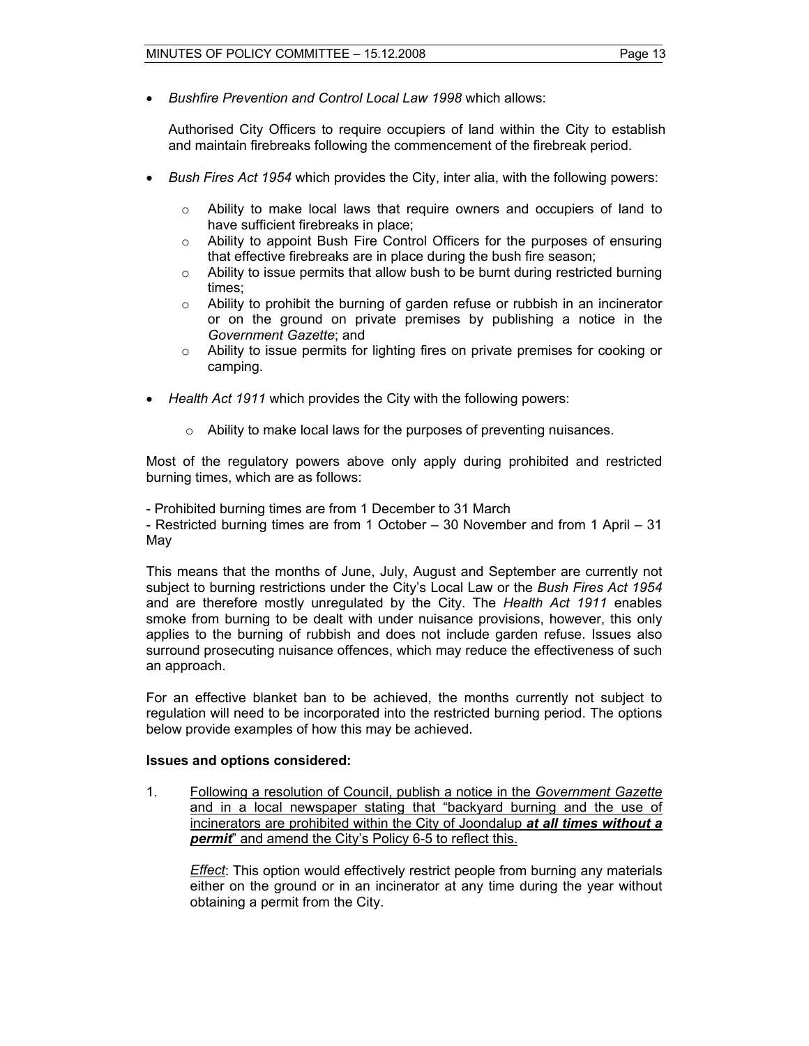- *Bushfire Prevention and Control Local Law 1998* which allows:

  Authorised City Officers to require occupiers of land within the City to establish and maintain firebreaks following the commencement of the firebreak period.

- *Bush Fires Act 1954* which provides the City, inter alia, with the following powers:

  - Ability to make local laws that require owners and occupiers of land to have sufficient firebreaks in place;
  - Ability to appoint Bush Fire Control Officers for the purposes of ensuring that effective firebreaks are in place during the bush fire season;
  - Ability to issue permits that allow bush to be burnt during restricted burning times;
  - Ability to prohibit the burning of garden refuse or rubbish in an incinerator or on the ground on private premises by publishing a notice in the *Government Gazette*; and
  - Ability to issue permits for lighting fires on private premises for cooking or camping.

- *Health Act 1911* which provides the City with the following powers:

  - Ability to make local laws for the purposes of preventing nuisances.

Most of the regulatory powers above only apply during prohibited and restricted burning times, which are as follows:

- Prohibited burning times are from 1 December to 31 March
- Restricted burning times are from 1 October – 30 November and from 1 April – 31 May

This means that the months of June, July, August and September are currently not subject to burning restrictions under the City's Local Law or the *Bush Fires Act 1954* and are therefore mostly unregulated by the City. The *Health Act 1911* enables smoke from burning to be dealt with under nuisance provisions, however, this only applies to the burning of rubbish and does not include garden refuse. Issues also surround prosecuting nuisance offences, which may reduce the effectiveness of such an approach.

For an effective blanket ban to be achieved, the months currently not subject to regulation will need to be incorporated into the restricted burning period. The options below provide examples of how this may be achieved.

**Issues and options considered:**

1. <u>Following a resolution of Council, publish a notice in the *Government Gazette* and in a local newspaper stating that "backyard burning and the use of incinerators are prohibited within the City of Joondalup ***at all times without a permit***" and amend the City's Policy 6-5 to reflect this.</u>

   <u>*Effect*</u>: This option would effectively restrict people from burning any materials either on the ground or in an incinerator at any time during the year without obtaining a permit from the City.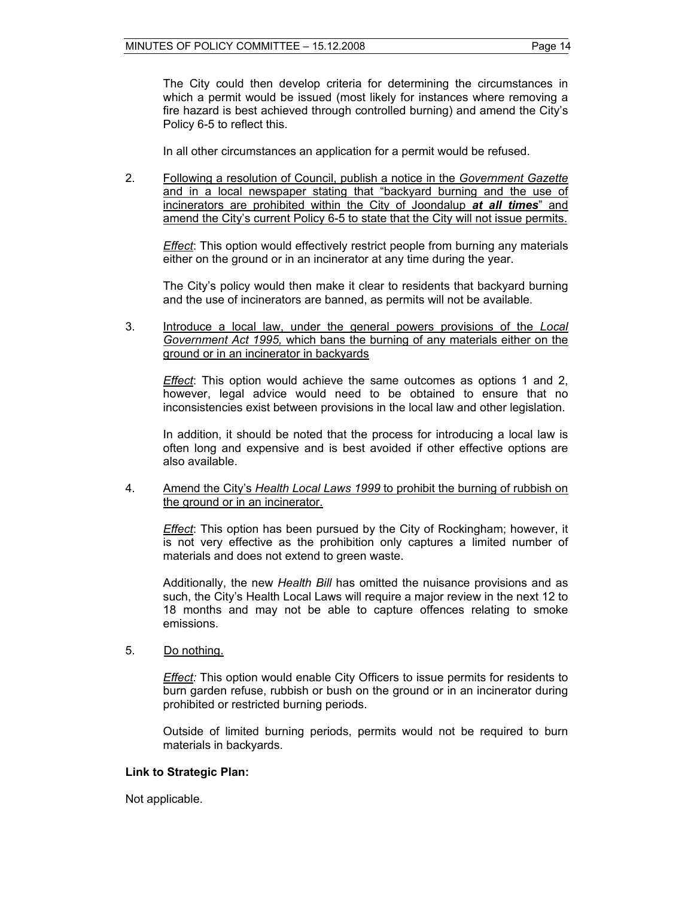The City could then develop criteria for determining the circumstances in which a permit would be issued (most likely for instances where removing a fire hazard is best achieved through controlled burning) and amend the City's Policy 6-5 to reflect this.

In all other circumstances an application for a permit would be refused.

2. Following a resolution of Council, publish a notice in the *Government Gazette* and in a local newspaper stating that "backyard burning and the use of incinerators are prohibited within the City of Joondalup ***at all times***" and amend the City's current Policy 6-5 to state that the City will not issue permits.

   *Effect*: This option would effectively restrict people from burning any materials either on the ground or in an incinerator at any time during the year.

   The City's policy would then make it clear to residents that backyard burning and the use of incinerators are banned, as permits will not be available.

3. Introduce a local law, under the general powers provisions of the *Local Government Act 1995,* which bans the burning of any materials either on the ground or in an incinerator in backyards

   *Effect*: This option would achieve the same outcomes as options 1 and 2, however, legal advice would need to be obtained to ensure that no inconsistencies exist between provisions in the local law and other legislation.

   In addition, it should be noted that the process for introducing a local law is often long and expensive and is best avoided if other effective options are also available.

4. Amend the City's *Health Local Laws 1999* to prohibit the burning of rubbish on the ground or in an incinerator.

   *Effect*: This option has been pursued by the City of Rockingham; however, it is not very effective as the prohibition only captures a limited number of materials and does not extend to green waste.

   Additionally, the new *Health Bill* has omitted the nuisance provisions and as such, the City's Health Local Laws will require a major review in the next 12 to 18 months and may not be able to capture offences relating to smoke emissions.

5. Do nothing.

   *Effect:* This option would enable City Officers to issue permits for residents to burn garden refuse, rubbish or bush on the ground or in an incinerator during prohibited or restricted burning periods.

   Outside of limited burning periods, permits would not be required to burn materials in backyards.

**Link to Strategic Plan:**

Not applicable.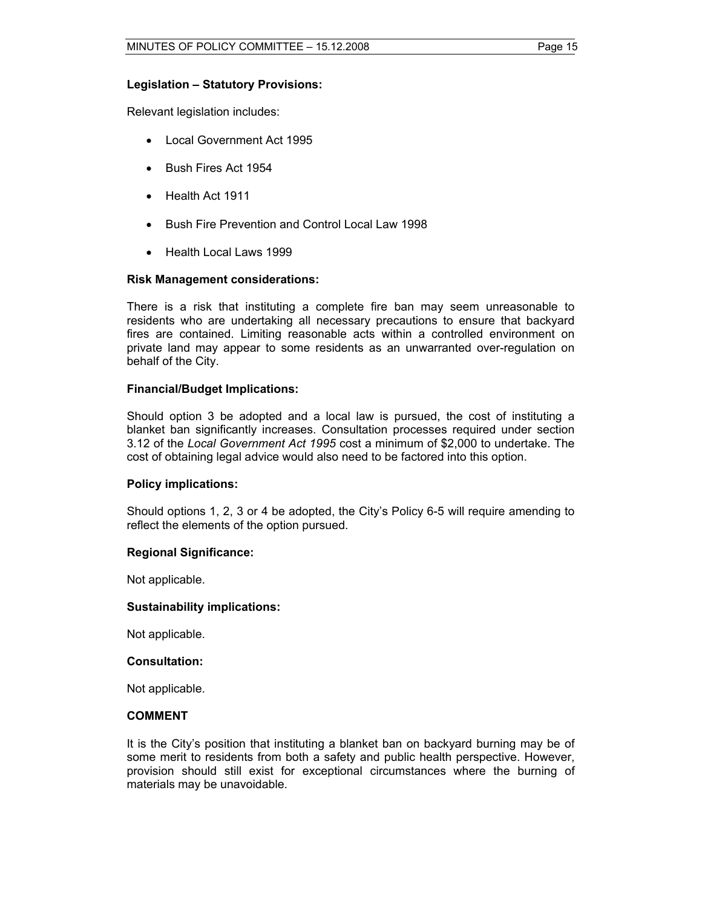**Legislation – Statutory Provisions:**

Relevant legislation includes:

- Local Government Act 1995
- Bush Fires Act 1954
- Health Act 1911
- Bush Fire Prevention and Control Local Law 1998
- Health Local Laws 1999

**Risk Management considerations:**

There is a risk that instituting a complete fire ban may seem unreasonable to residents who are undertaking all necessary precautions to ensure that backyard fires are contained. Limiting reasonable acts within a controlled environment on private land may appear to some residents as an unwarranted over-regulation on behalf of the City.

**Financial/Budget Implications:**

Should option 3 be adopted and a local law is pursued, the cost of instituting a blanket ban significantly increases. Consultation processes required under section 3.12 of the *Local Government Act 1995* cost a minimum of $2,000 to undertake. The cost of obtaining legal advice would also need to be factored into this option.

**Policy implications:**

Should options 1, 2, 3 or 4 be adopted, the City's Policy 6-5 will require amending to reflect the elements of the option pursued.

**Regional Significance:**

Not applicable.

**Sustainability implications:**

Not applicable.

**Consultation:**

Not applicable.

**COMMENT**

It is the City's position that instituting a blanket ban on backyard burning may be of some merit to residents from both a safety and public health perspective. However, provision should still exist for exceptional circumstances where the burning of materials may be unavoidable.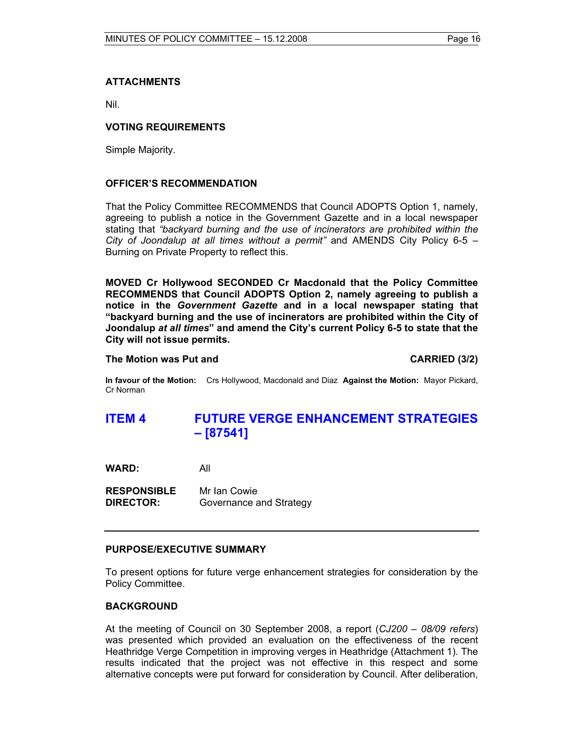### ATTACHMENTS

Nil.

### VOTING REQUIREMENTS

Simple Majority.

### OFFICER'S RECOMMENDATION

That the Policy Committee RECOMMENDS that Council ADOPTS Option 1, namely, agreeing to publish a notice in the Government Gazette and in a local newspaper stating that *"backyard burning and the use of incinerators are prohibited within the City of Joondalup at all times without a permit"* and AMENDS City Policy 6-5 – Burning on Private Property to reflect this.

**MOVED Cr Hollywood SECONDED Cr Macdonald that the Policy Committee RECOMMENDS that Council ADOPTS Option 2, namely agreeing to publish a notice in the *Government Gazette* and in a local newspaper stating that "backyard burning and the use of incinerators are prohibited within the City of Joondalup *at all times*" and amend the City's current Policy 6-5 to state that the City will not issue permits.**

**The Motion was Put and** **CARRIED (3/2)**

**In favour of the Motion:** Crs Hollywood, Macdonald and Diaz **Against the Motion:** Mayor Pickard, Cr Norman

## ITEM 4 FUTURE VERGE ENHANCEMENT STRATEGIES – [87541]

**WARD:** All

**RESPONSIBLE DIRECTOR:** Mr Ian Cowie, Governance and Strategy

---

### PURPOSE/EXECUTIVE SUMMARY

To present options for future verge enhancement strategies for consideration by the Policy Committee.

### BACKGROUND

At the meeting of Council on 30 September 2008, a report (*CJ200 – 08/09 refers*) was presented which provided an evaluation on the effectiveness of the recent Heathridge Verge Competition in improving verges in Heathridge (Attachment 1). The results indicated that the project was not effective in this respect and some alternative concepts were put forward for consideration by Council. After deliberation,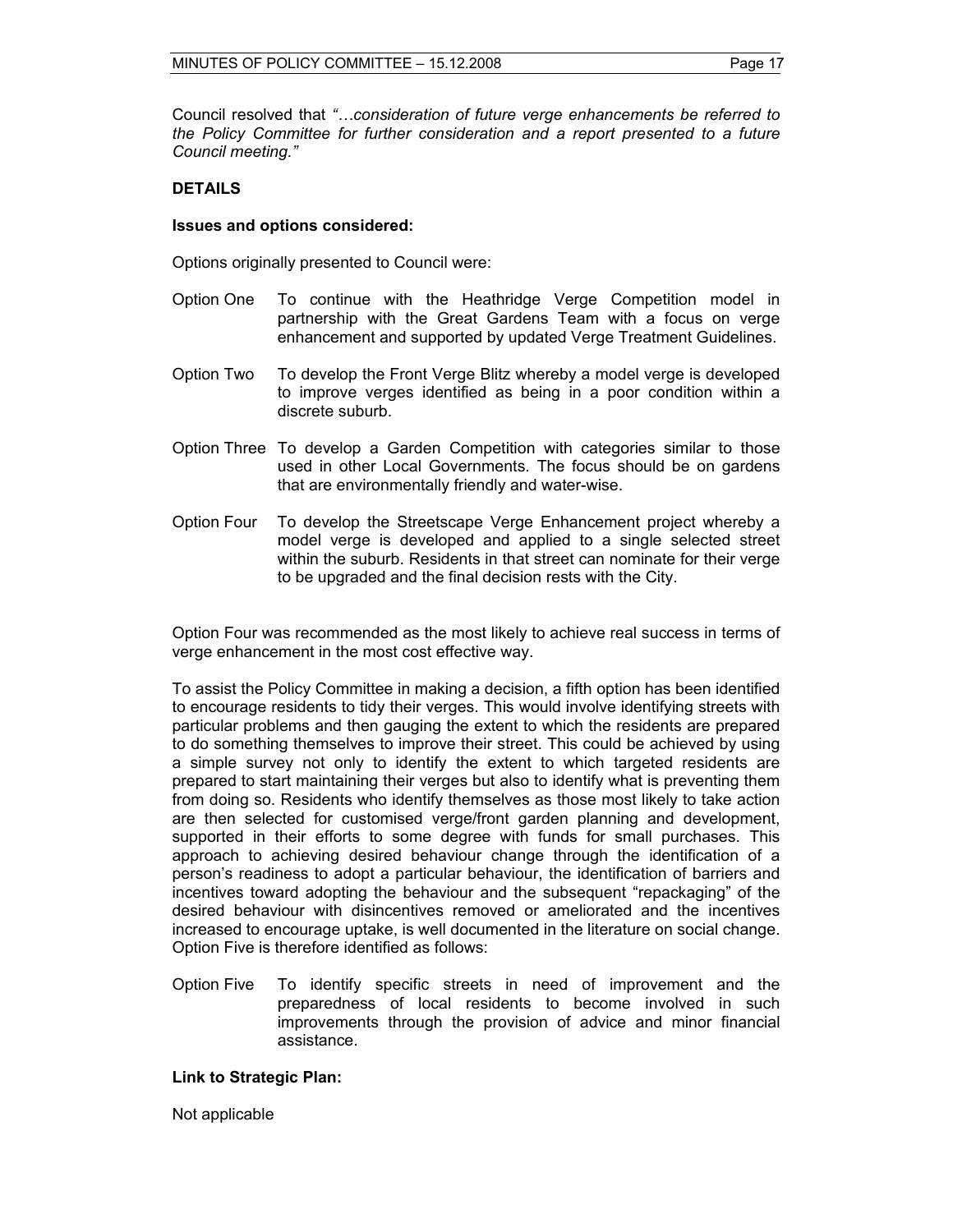Council resolved that *"…consideration of future verge enhancements be referred to the Policy Committee for further consideration and a report presented to a future Council meeting."*

**DETAILS**

**Issues and options considered:**

Options originally presented to Council were:

Option One To continue with the Heathridge Verge Competition model in partnership with the Great Gardens Team with a focus on verge enhancement and supported by updated Verge Treatment Guidelines.

Option Two To develop the Front Verge Blitz whereby a model verge is developed to improve verges identified as being in a poor condition within a discrete suburb.

Option Three To develop a Garden Competition with categories similar to those used in other Local Governments. The focus should be on gardens that are environmentally friendly and water-wise.

Option Four To develop the Streetscape Verge Enhancement project whereby a model verge is developed and applied to a single selected street within the suburb. Residents in that street can nominate for their verge to be upgraded and the final decision rests with the City.

Option Four was recommended as the most likely to achieve real success in terms of verge enhancement in the most cost effective way.

To assist the Policy Committee in making a decision, a fifth option has been identified to encourage residents to tidy their verges. This would involve identifying streets with particular problems and then gauging the extent to which the residents are prepared to do something themselves to improve their street. This could be achieved by using a simple survey not only to identify the extent to which targeted residents are prepared to start maintaining their verges but also to identify what is preventing them from doing so. Residents who identify themselves as those most likely to take action are then selected for customised verge/front garden planning and development, supported in their efforts to some degree with funds for small purchases. This approach to achieving desired behaviour change through the identification of a person's readiness to adopt a particular behaviour, the identification of barriers and incentives toward adopting the behaviour and the subsequent "repackaging" of the desired behaviour with disincentives removed or ameliorated and the incentives increased to encourage uptake, is well documented in the literature on social change. Option Five is therefore identified as follows:

Option Five To identify specific streets in need of improvement and the preparedness of local residents to become involved in such improvements through the provision of advice and minor financial assistance.

**Link to Strategic Plan:**

Not applicable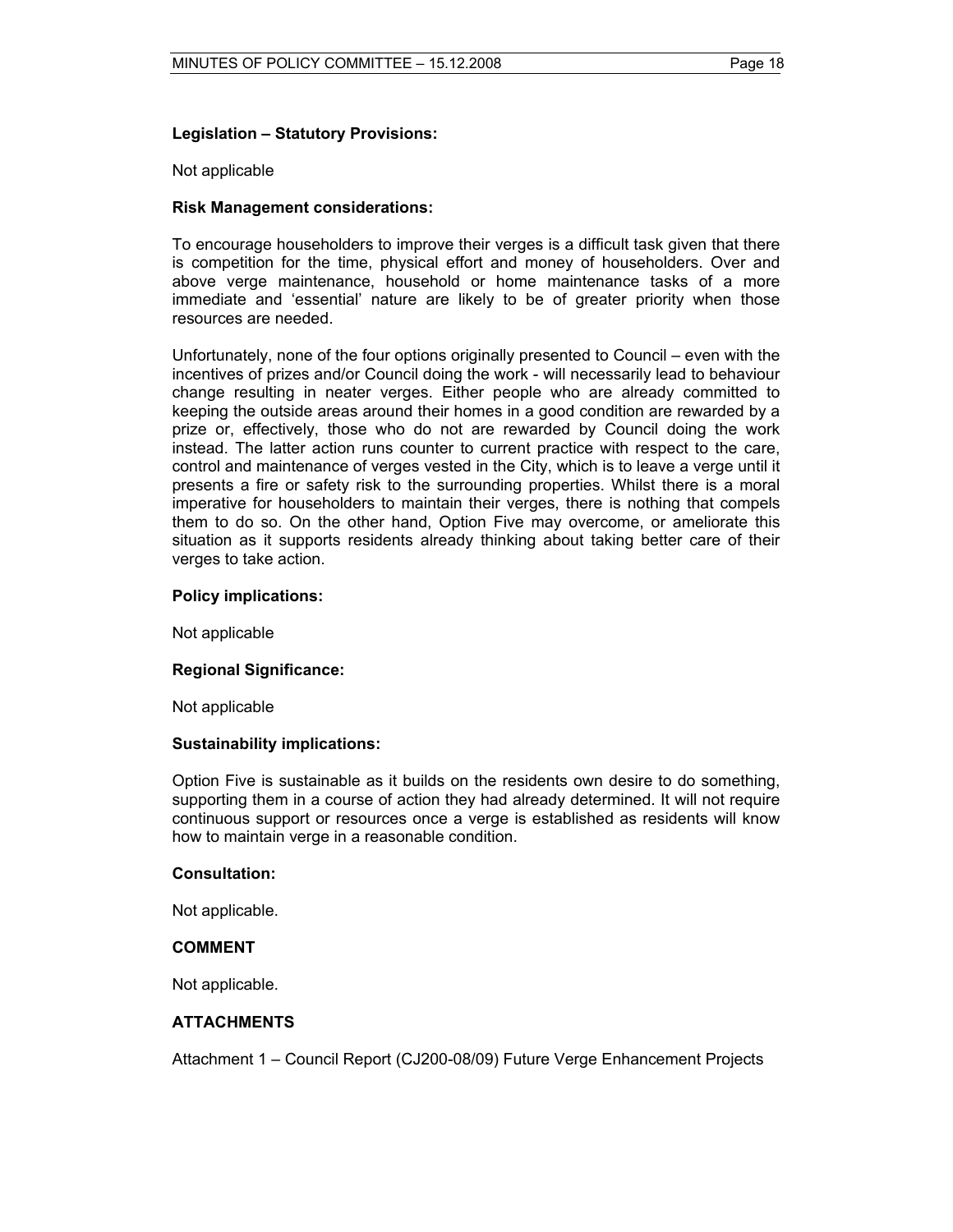**Legislation – Statutory Provisions:**

Not applicable

**Risk Management considerations:**

To encourage householders to improve their verges is a difficult task given that there is competition for the time, physical effort and money of householders. Over and above verge maintenance, household or home maintenance tasks of a more immediate and 'essential' nature are likely to be of greater priority when those resources are needed.

Unfortunately, none of the four options originally presented to Council – even with the incentives of prizes and/or Council doing the work - will necessarily lead to behaviour change resulting in neater verges. Either people who are already committed to keeping the outside areas around their homes in a good condition are rewarded by a prize or, effectively, those who do not are rewarded by Council doing the work instead. The latter action runs counter to current practice with respect to the care, control and maintenance of verges vested in the City, which is to leave a verge until it presents a fire or safety risk to the surrounding properties. Whilst there is a moral imperative for householders to maintain their verges, there is nothing that compels them to do so. On the other hand, Option Five may overcome, or ameliorate this situation as it supports residents already thinking about taking better care of their verges to take action.

**Policy implications:**

Not applicable

**Regional Significance:**

Not applicable

**Sustainability implications:**

Option Five is sustainable as it builds on the residents own desire to do something, supporting them in a course of action they had already determined. It will not require continuous support or resources once a verge is established as residents will know how to maintain verge in a reasonable condition.

**Consultation:**

Not applicable.

**COMMENT**

Not applicable.

**ATTACHMENTS**

Attachment 1 – Council Report (CJ200-08/09) Future Verge Enhancement Projects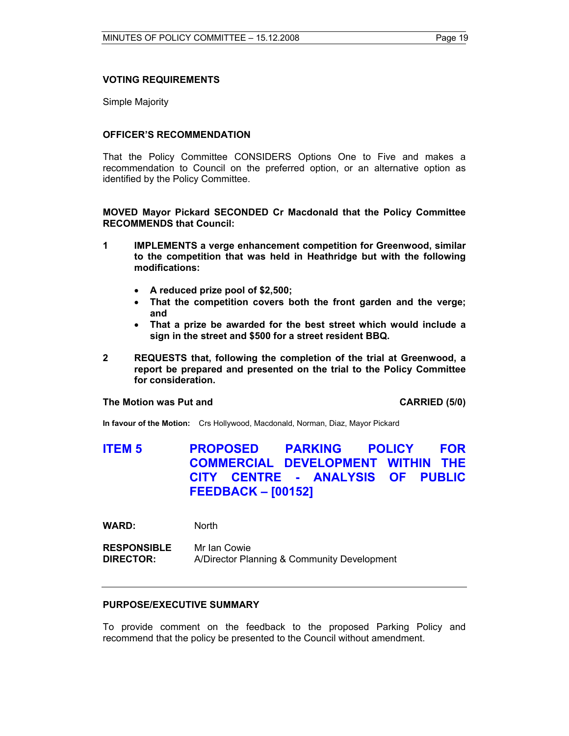### VOTING REQUIREMENTS

Simple Majority

### OFFICER'S RECOMMENDATION

That the Policy Committee CONSIDERS Options One to Five and makes a recommendation to Council on the preferred option, or an alternative option as identified by the Policy Committee.

**MOVED Mayor Pickard SECONDED Cr Macdonald that the Policy Committee RECOMMENDS that Council:**

**1 IMPLEMENTS a verge enhancement competition for Greenwood, similar to the competition that was held in Heathridge but with the following modifications:**

- **A reduced prize pool of $2,500;**
- **That the competition covers both the front garden and the verge; and**
- **That a prize be awarded for the best street which would include a sign in the street and $500 for a street resident BBQ.**

**2 REQUESTS that, following the completion of the trial at Greenwood, a report be prepared and presented on the trial to the Policy Committee for consideration.**

**The Motion was Put and CARRIED (5/0)**

**In favour of the Motion:** Crs Hollywood, Macdonald, Norman, Diaz, Mayor Pickard

## ITEM 5 PROPOSED PARKING POLICY FOR COMMERCIAL DEVELOPMENT WITHIN THE CITY CENTRE - ANALYSIS OF PUBLIC FEEDBACK – [00152]

**WARD:** North

**RESPONSIBLE DIRECTOR:** Mr Ian Cowie
A/Director Planning & Community Development

---

### PURPOSE/EXECUTIVE SUMMARY

To provide comment on the feedback to the proposed Parking Policy and recommend that the policy be presented to the Council without amendment.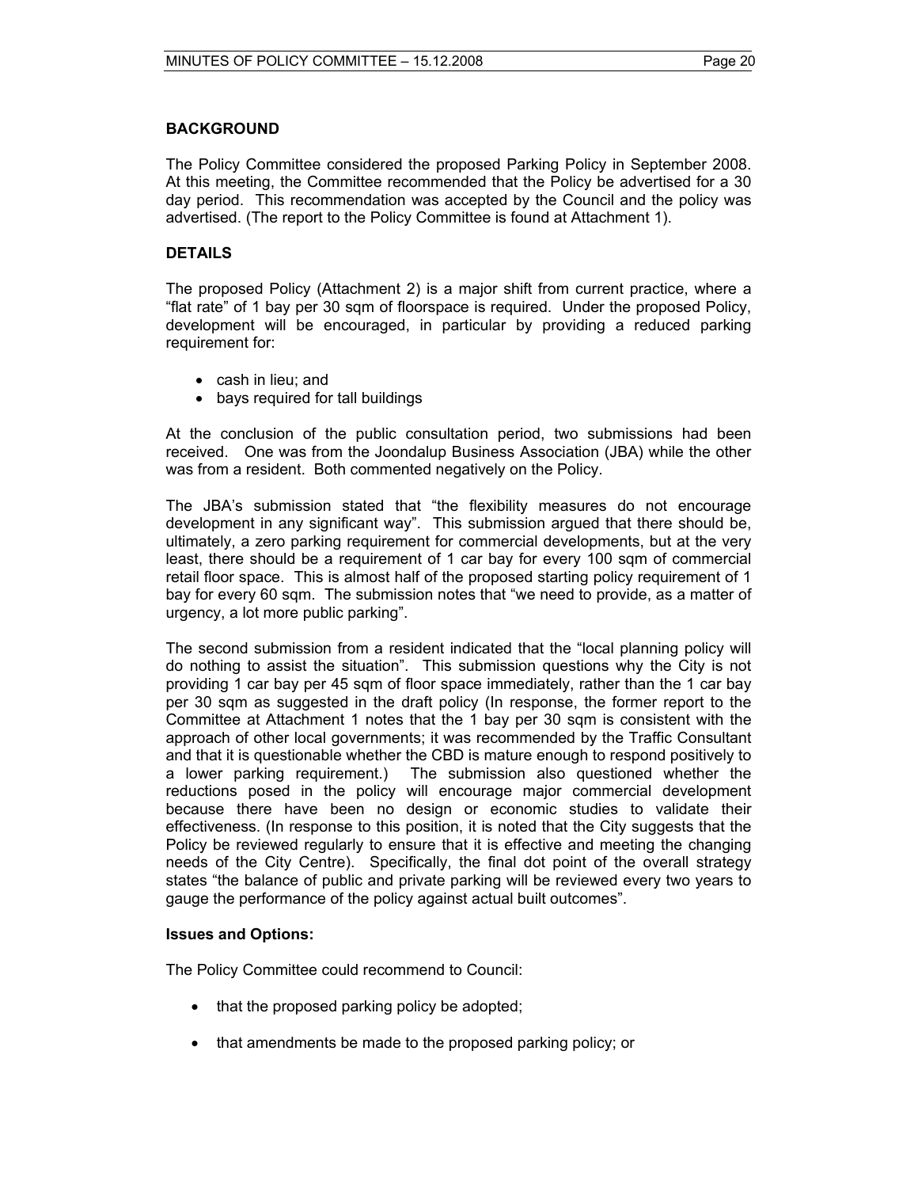## BACKGROUND

The Policy Committee considered the proposed Parking Policy in September 2008. At this meeting, the Committee recommended that the Policy be advertised for a 30 day period. This recommendation was accepted by the Council and the policy was advertised. (The report to the Policy Committee is found at Attachment 1).

## DETAILS

The proposed Policy (Attachment 2) is a major shift from current practice, where a "flat rate" of 1 bay per 30 sqm of floorspace is required. Under the proposed Policy, development will be encouraged, in particular by providing a reduced parking requirement for:

- cash in lieu; and
- bays required for tall buildings

At the conclusion of the public consultation period, two submissions had been received. One was from the Joondalup Business Association (JBA) while the other was from a resident. Both commented negatively on the Policy.

The JBA's submission stated that "the flexibility measures do not encourage development in any significant way". This submission argued that there should be, ultimately, a zero parking requirement for commercial developments, but at the very least, there should be a requirement of 1 car bay for every 100 sqm of commercial retail floor space. This is almost half of the proposed starting policy requirement of 1 bay for every 60 sqm. The submission notes that "we need to provide, as a matter of urgency, a lot more public parking".

The second submission from a resident indicated that the "local planning policy will do nothing to assist the situation". This submission questions why the City is not providing 1 car bay per 45 sqm of floor space immediately, rather than the 1 car bay per 30 sqm as suggested in the draft policy (In response, the former report to the Committee at Attachment 1 notes that the 1 bay per 30 sqm is consistent with the approach of other local governments; it was recommended by the Traffic Consultant and that it is questionable whether the CBD is mature enough to respond positively to a lower parking requirement.) The submission also questioned whether the reductions posed in the policy will encourage major commercial development because there have been no design or economic studies to validate their effectiveness. (In response to this position, it is noted that the City suggests that the Policy be reviewed regularly to ensure that it is effective and meeting the changing needs of the City Centre). Specifically, the final dot point of the overall strategy states "the balance of public and private parking will be reviewed every two years to gauge the performance of the policy against actual built outcomes".

**Issues and Options:**

The Policy Committee could recommend to Council:

- that the proposed parking policy be adopted;
- that amendments be made to the proposed parking policy; or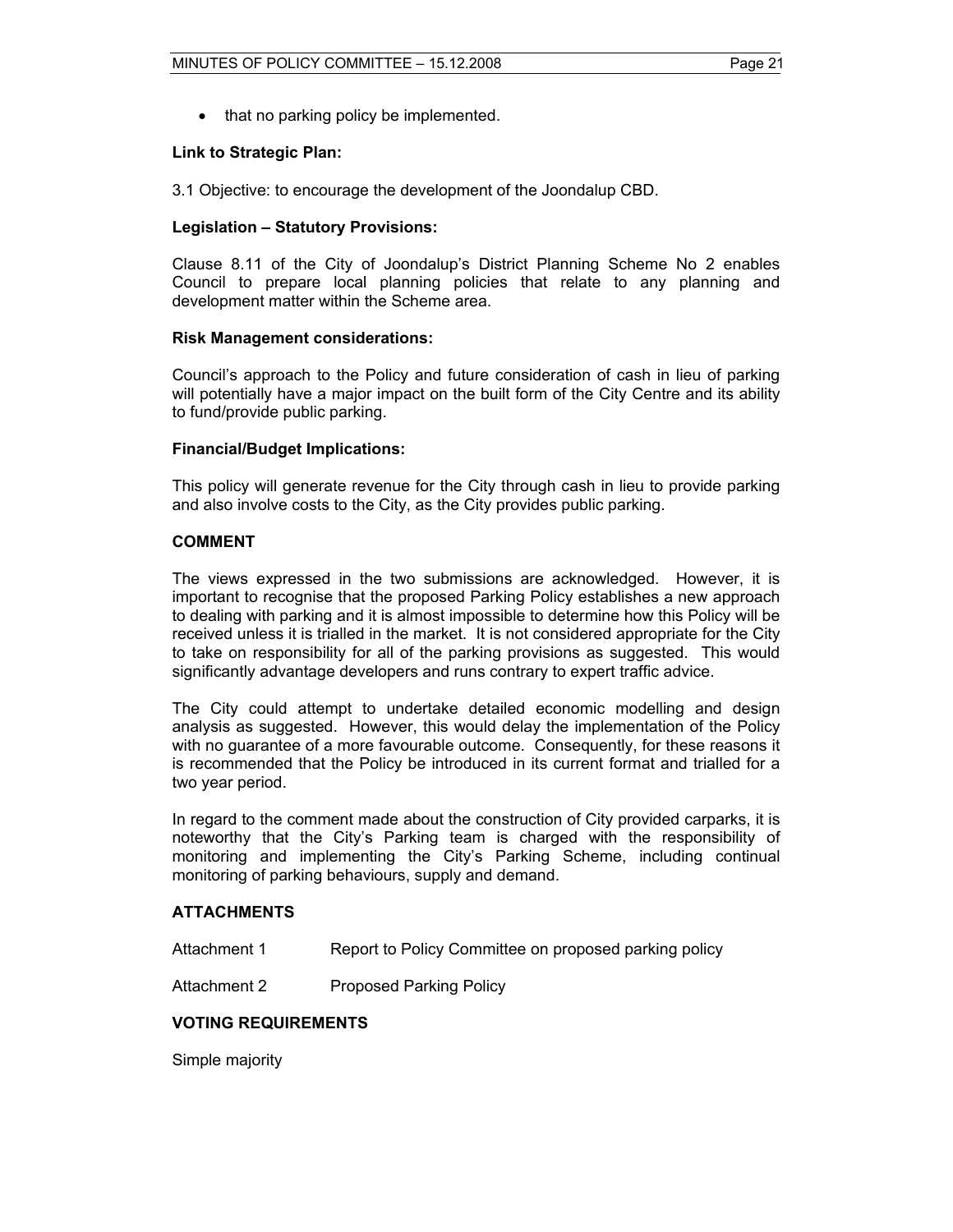- that no parking policy be implemented.

**Link to Strategic Plan:**

3.1 Objective: to encourage the development of the Joondalup CBD.

**Legislation – Statutory Provisions:**

Clause 8.11 of the City of Joondalup's District Planning Scheme No 2 enables Council to prepare local planning policies that relate to any planning and development matter within the Scheme area.

**Risk Management considerations:**

Council's approach to the Policy and future consideration of cash in lieu of parking will potentially have a major impact on the built form of the City Centre and its ability to fund/provide public parking.

**Financial/Budget Implications:**

This policy will generate revenue for the City through cash in lieu to provide parking and also involve costs to the City, as the City provides public parking.

**COMMENT**

The views expressed in the two submissions are acknowledged. However, it is important to recognise that the proposed Parking Policy establishes a new approach to dealing with parking and it is almost impossible to determine how this Policy will be received unless it is trialled in the market. It is not considered appropriate for the City to take on responsibility for all of the parking provisions as suggested. This would significantly advantage developers and runs contrary to expert traffic advice.

The City could attempt to undertake detailed economic modelling and design analysis as suggested. However, this would delay the implementation of the Policy with no guarantee of a more favourable outcome. Consequently, for these reasons it is recommended that the Policy be introduced in its current format and trialled for a two year period.

In regard to the comment made about the construction of City provided carparks, it is noteworthy that the City's Parking team is charged with the responsibility of monitoring and implementing the City's Parking Scheme, including continual monitoring of parking behaviours, supply and demand.

**ATTACHMENTS**

Attachment 1 Report to Policy Committee on proposed parking policy

Attachment 2 Proposed Parking Policy

**VOTING REQUIREMENTS**

Simple majority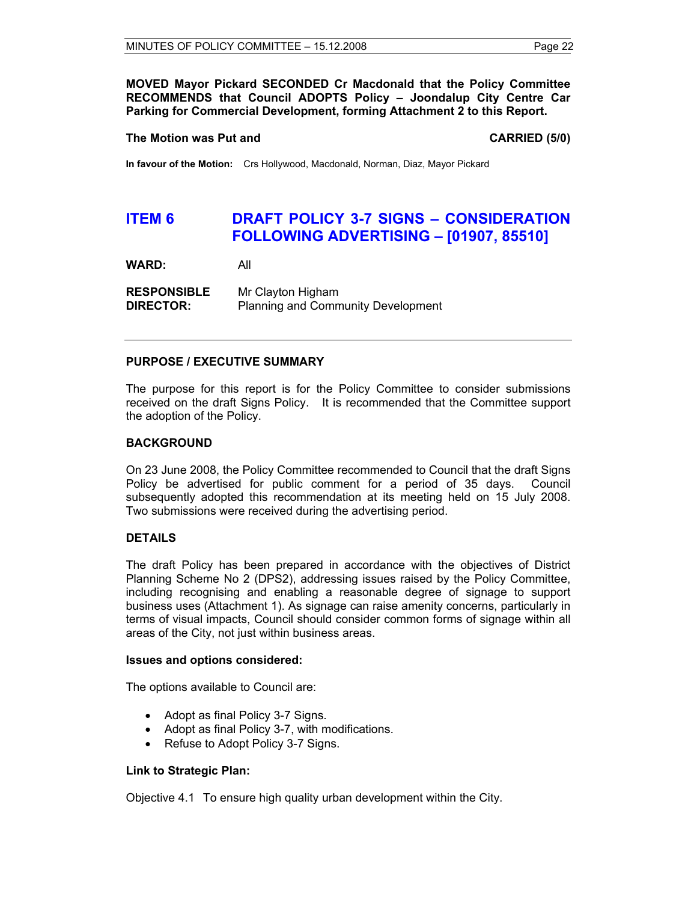**MOVED Mayor Pickard SECONDED Cr Macdonald that the Policy Committee RECOMMENDS that Council ADOPTS Policy – Joondalup City Centre Car Parking for Commercial Development, forming Attachment 2 to this Report.**

**The Motion was Put and CARRIED (5/0)**

**In favour of the Motion:** Crs Hollywood, Macdonald, Norman, Diaz, Mayor Pickard

## ITEM 6 DRAFT POLICY 3-7 SIGNS – CONSIDERATION FOLLOWING ADVERTISING – [01907, 85510]

**WARD:** All

**RESPONSIBLE DIRECTOR:** Mr Clayton Higham
Planning and Community Development

---

### PURPOSE / EXECUTIVE SUMMARY

The purpose for this report is for the Policy Committee to consider submissions received on the draft Signs Policy. It is recommended that the Committee support the adoption of the Policy.

### BACKGROUND

On 23 June 2008, the Policy Committee recommended to Council that the draft Signs Policy be advertised for public comment for a period of 35 days. Council subsequently adopted this recommendation at its meeting held on 15 July 2008. Two submissions were received during the advertising period.

### DETAILS

The draft Policy has been prepared in accordance with the objectives of District Planning Scheme No 2 (DPS2), addressing issues raised by the Policy Committee, including recognising and enabling a reasonable degree of signage to support business uses (Attachment 1). As signage can raise amenity concerns, particularly in terms of visual impacts, Council should consider common forms of signage within all areas of the City, not just within business areas.

**Issues and options considered:**

The options available to Council are:

- Adopt as final Policy 3-7 Signs.
- Adopt as final Policy 3-7, with modifications.
- Refuse to Adopt Policy 3-7 Signs.

**Link to Strategic Plan:**

Objective 4.1 To ensure high quality urban development within the City.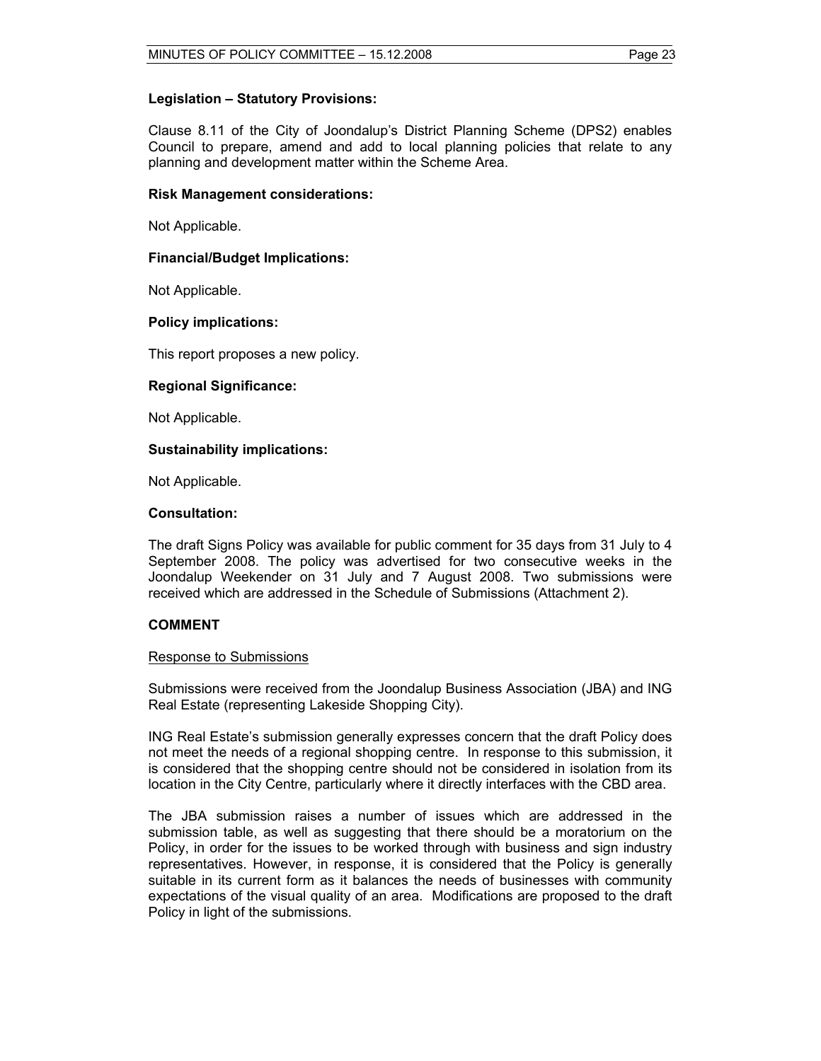**Legislation – Statutory Provisions:**

Clause 8.11 of the City of Joondalup's District Planning Scheme (DPS2) enables Council to prepare, amend and add to local planning policies that relate to any planning and development matter within the Scheme Area.

**Risk Management considerations:**

Not Applicable.

**Financial/Budget Implications:**

Not Applicable.

**Policy implications:**

This report proposes a new policy.

**Regional Significance:**

Not Applicable.

**Sustainability implications:**

Not Applicable.

**Consultation:**

The draft Signs Policy was available for public comment for 35 days from 31 July to 4 September 2008. The policy was advertised for two consecutive weeks in the Joondalup Weekender on 31 July and 7 August 2008. Two submissions were received which are addressed in the Schedule of Submissions (Attachment 2).

**COMMENT**

Response to Submissions

Submissions were received from the Joondalup Business Association (JBA) and ING Real Estate (representing Lakeside Shopping City).

ING Real Estate's submission generally expresses concern that the draft Policy does not meet the needs of a regional shopping centre. In response to this submission, it is considered that the shopping centre should not be considered in isolation from its location in the City Centre, particularly where it directly interfaces with the CBD area.

The JBA submission raises a number of issues which are addressed in the submission table, as well as suggesting that there should be a moratorium on the Policy, in order for the issues to be worked through with business and sign industry representatives. However, in response, it is considered that the Policy is generally suitable in its current form as it balances the needs of businesses with community expectations of the visual quality of an area. Modifications are proposed to the draft Policy in light of the submissions.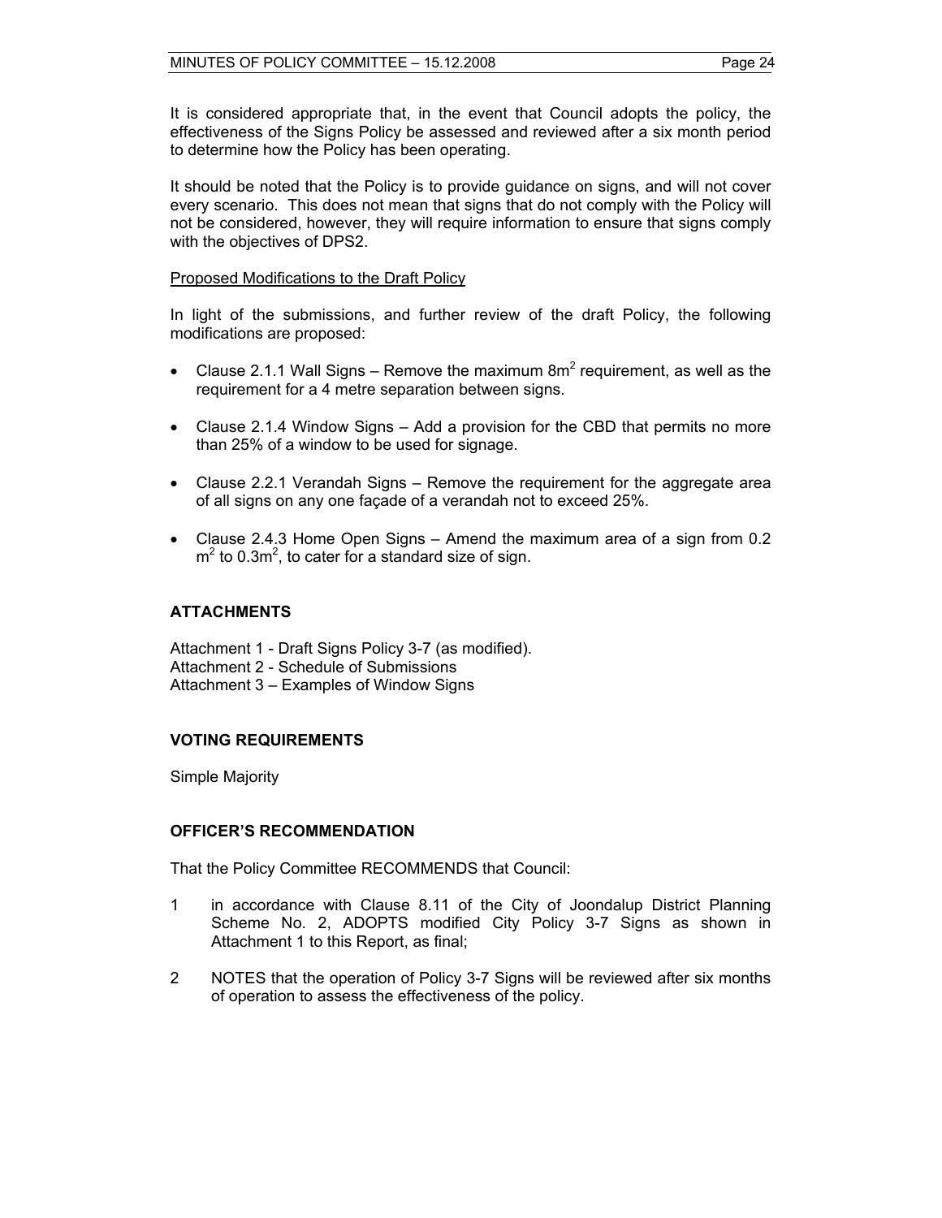It is considered appropriate that, in the event that Council adopts the policy, the effectiveness of the Signs Policy be assessed and reviewed after a six month period to determine how the Policy has been operating.

It should be noted that the Policy is to provide guidance on signs, and will not cover every scenario. This does not mean that signs that do not comply with the Policy will not be considered, however, they will require information to ensure that signs comply with the objectives of DPS2.

Proposed Modifications to the Draft Policy

In light of the submissions, and further review of the draft Policy, the following modifications are proposed:

- Clause 2.1.1 Wall Signs – Remove the maximum $8m^2$ requirement, as well as the requirement for a 4 metre separation between signs.
- Clause 2.1.4 Window Signs – Add a provision for the CBD that permits no more than 25% of a window to be used for signage.
- Clause 2.2.1 Verandah Signs – Remove the requirement for the aggregate area of all signs on any one façade of a verandah not to exceed 25%.
- Clause 2.4.3 Home Open Signs – Amend the maximum area of a sign from 0.2 $m^2$ to $0.3m^2$, to cater for a standard size of sign.

## ATTACHMENTS

Attachment 1 - Draft Signs Policy 3-7 (as modified).
Attachment 2 - Schedule of Submissions
Attachment 3 – Examples of Window Signs

## VOTING REQUIREMENTS

Simple Majority

## OFFICER'S RECOMMENDATION

That the Policy Committee RECOMMENDS that Council:

1 in accordance with Clause 8.11 of the City of Joondalup District Planning Scheme No. 2, ADOPTS modified City Policy 3-7 Signs as shown in Attachment 1 to this Report, as final;

2 NOTES that the operation of Policy 3-7 Signs will be reviewed after six months of operation to assess the effectiveness of the policy.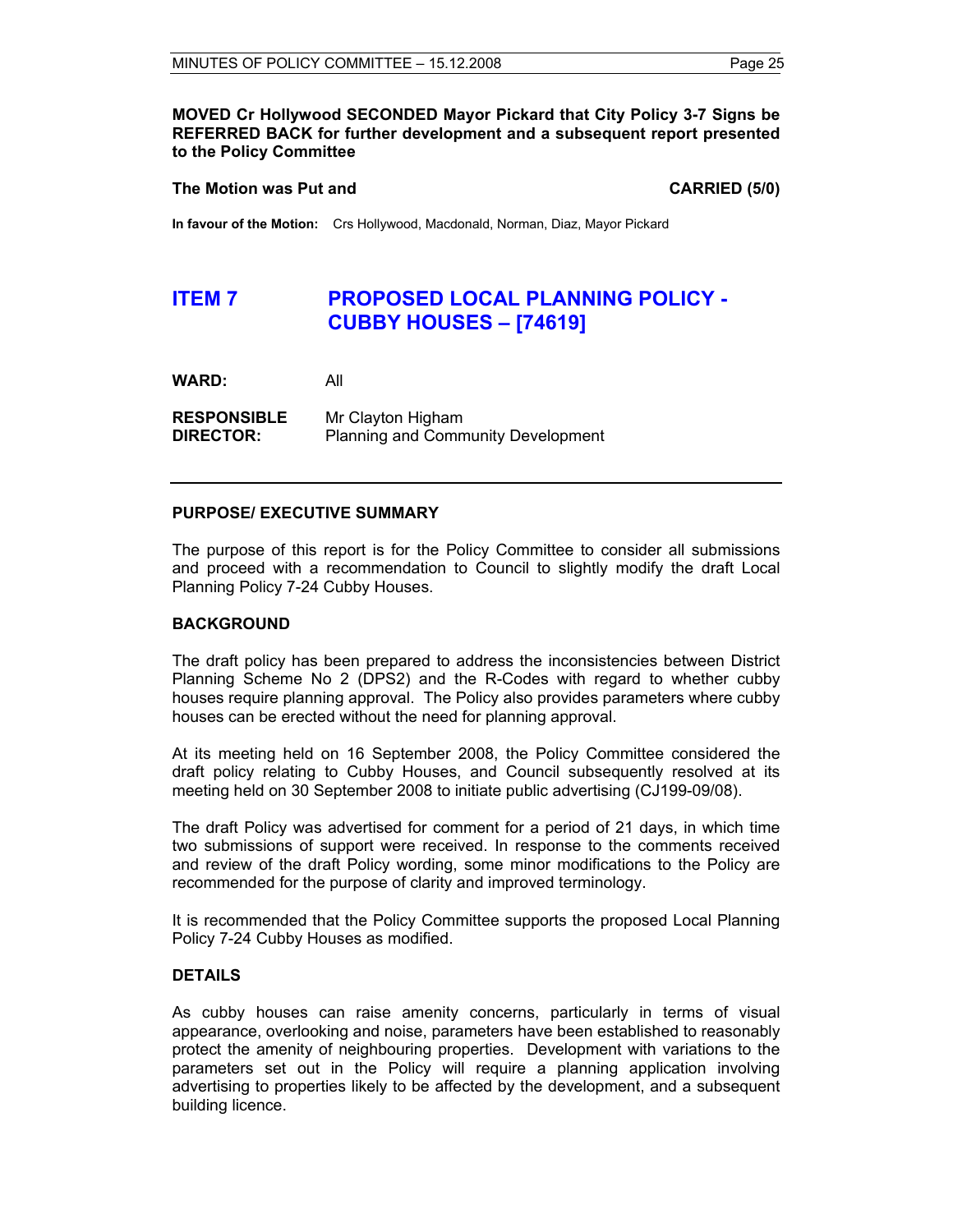**MOVED Cr Hollywood SECONDED Mayor Pickard that City Policy 3-7 Signs be REFERRED BACK for further development and a subsequent report presented to the Policy Committee**

**The Motion was Put and** **CARRIED (5/0)**

**In favour of the Motion:** Crs Hollywood, Macdonald, Norman, Diaz, Mayor Pickard

## ITEM 7 PROPOSED LOCAL PLANNING POLICY - CUBBY HOUSES – [74619]

**WARD:** All

**RESPONSIBLE DIRECTOR:** Mr Clayton Higham
Planning and Community Development

---

**PURPOSE/ EXECUTIVE SUMMARY**

The purpose of this report is for the Policy Committee to consider all submissions and proceed with a recommendation to Council to slightly modify the draft Local Planning Policy 7-24 Cubby Houses.

**BACKGROUND**

The draft policy has been prepared to address the inconsistencies between District Planning Scheme No 2 (DPS2) and the R-Codes with regard to whether cubby houses require planning approval. The Policy also provides parameters where cubby houses can be erected without the need for planning approval.

At its meeting held on 16 September 2008, the Policy Committee considered the draft policy relating to Cubby Houses, and Council subsequently resolved at its meeting held on 30 September 2008 to initiate public advertising (CJ199-09/08).

The draft Policy was advertised for comment for a period of 21 days, in which time two submissions of support were received. In response to the comments received and review of the draft Policy wording, some minor modifications to the Policy are recommended for the purpose of clarity and improved terminology.

It is recommended that the Policy Committee supports the proposed Local Planning Policy 7-24 Cubby Houses as modified.

**DETAILS**

As cubby houses can raise amenity concerns, particularly in terms of visual appearance, overlooking and noise, parameters have been established to reasonably protect the amenity of neighbouring properties. Development with variations to the parameters set out in the Policy will require a planning application involving advertising to properties likely to be affected by the development, and a subsequent building licence.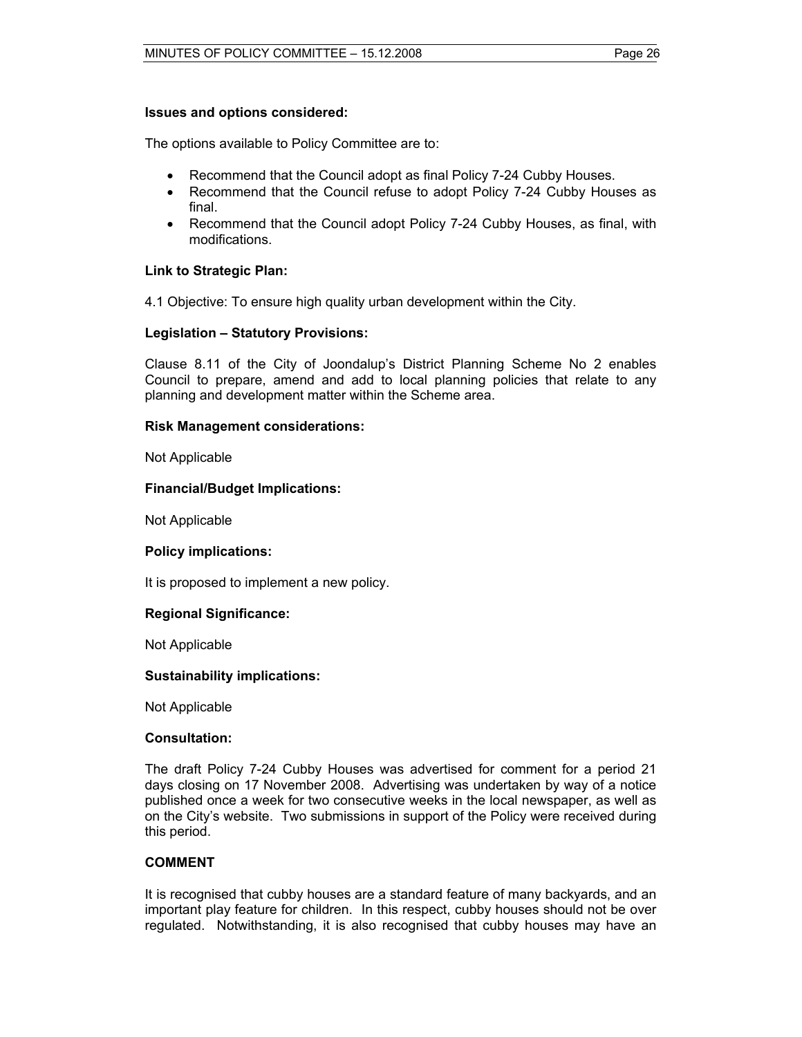**Issues and options considered:**

The options available to Policy Committee are to:

- Recommend that the Council adopt as final Policy 7-24 Cubby Houses.
- Recommend that the Council refuse to adopt Policy 7-24 Cubby Houses as final.
- Recommend that the Council adopt Policy 7-24 Cubby Houses, as final, with modifications.

**Link to Strategic Plan:**

4.1 Objective: To ensure high quality urban development within the City.

**Legislation – Statutory Provisions:**

Clause 8.11 of the City of Joondalup's District Planning Scheme No 2 enables Council to prepare, amend and add to local planning policies that relate to any planning and development matter within the Scheme area.

**Risk Management considerations:**

Not Applicable

**Financial/Budget Implications:**

Not Applicable

**Policy implications:**

It is proposed to implement a new policy.

**Regional Significance:**

Not Applicable

**Sustainability implications:**

Not Applicable

**Consultation:**

The draft Policy 7-24 Cubby Houses was advertised for comment for a period 21 days closing on 17 November 2008. Advertising was undertaken by way of a notice published once a week for two consecutive weeks in the local newspaper, as well as on the City's website. Two submissions in support of the Policy were received during this period.

**COMMENT**

It is recognised that cubby houses are a standard feature of many backyards, and an important play feature for children. In this respect, cubby houses should not be over regulated. Notwithstanding, it is also recognised that cubby houses may have an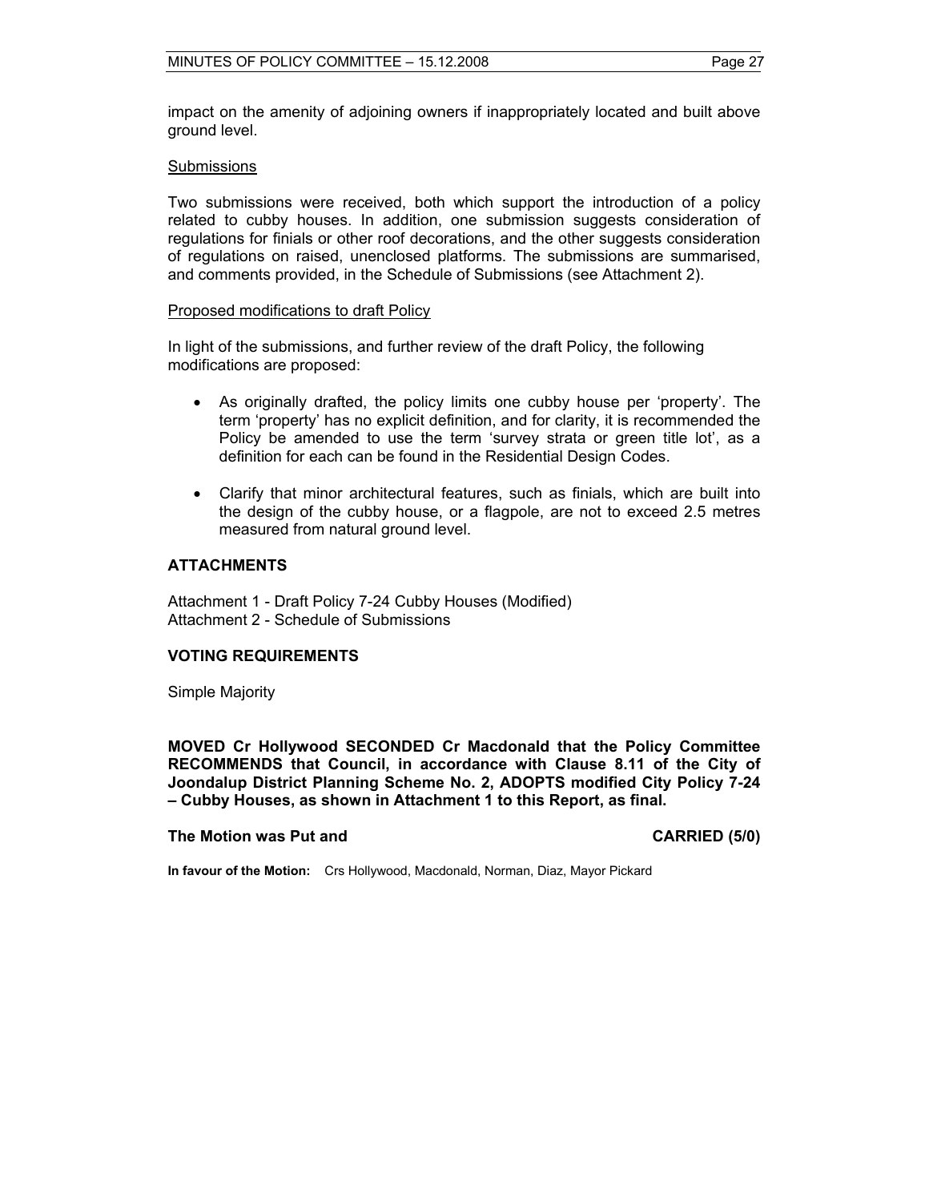impact on the amenity of adjoining owners if inappropriately located and built above ground level.

Submissions

Two submissions were received, both which support the introduction of a policy related to cubby houses. In addition, one submission suggests consideration of regulations for finials or other roof decorations, and the other suggests consideration of regulations on raised, unenclosed platforms. The submissions are summarised, and comments provided, in the Schedule of Submissions (see Attachment 2).

Proposed modifications to draft Policy

In light of the submissions, and further review of the draft Policy, the following modifications are proposed:

- As originally drafted, the policy limits one cubby house per 'property'. The term 'property' has no explicit definition, and for clarity, it is recommended the Policy be amended to use the term 'survey strata or green title lot', as a definition for each can be found in the Residential Design Codes.
- Clarify that minor architectural features, such as finials, which are built into the design of the cubby house, or a flagpole, are not to exceed 2.5 metres measured from natural ground level.

## ATTACHMENTS

Attachment 1 - Draft Policy 7-24 Cubby Houses (Modified)
Attachment 2 - Schedule of Submissions

## VOTING REQUIREMENTS

Simple Majority

**MOVED Cr Hollywood SECONDED Cr Macdonald that the Policy Committee RECOMMENDS that Council, in accordance with Clause 8.11 of the City of Joondalup District Planning Scheme No. 2, ADOPTS modified City Policy 7-24 – Cubby Houses, as shown in Attachment 1 to this Report, as final.**

**The Motion was Put and CARRIED (5/0)**

**In favour of the Motion:** Crs Hollywood, Macdonald, Norman, Diaz, Mayor Pickard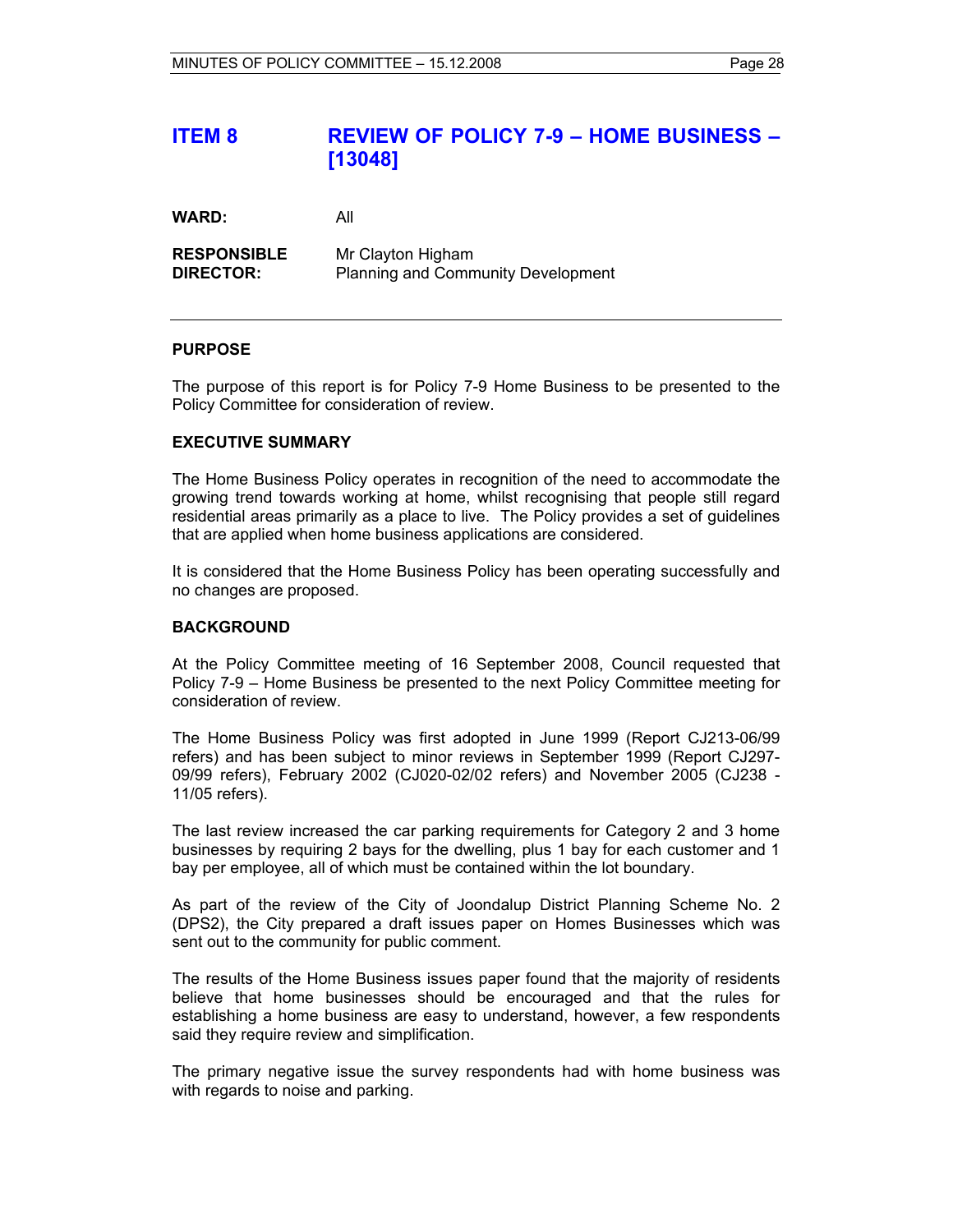# ITEM 8 REVIEW OF POLICY 7-9 – HOME BUSINESS – [13048]

**WARD:** All

**RESPONSIBLE DIRECTOR:** Mr Clayton Higham
Planning and Community Development

---

### PURPOSE

The purpose of this report is for Policy 7-9 Home Business to be presented to the Policy Committee for consideration of review.

### EXECUTIVE SUMMARY

The Home Business Policy operates in recognition of the need to accommodate the growing trend towards working at home, whilst recognising that people still regard residential areas primarily as a place to live. The Policy provides a set of guidelines that are applied when home business applications are considered.

It is considered that the Home Business Policy has been operating successfully and no changes are proposed.

### BACKGROUND

At the Policy Committee meeting of 16 September 2008, Council requested that Policy 7-9 – Home Business be presented to the next Policy Committee meeting for consideration of review.

The Home Business Policy was first adopted in June 1999 (Report CJ213-06/99 refers) and has been subject to minor reviews in September 1999 (Report CJ297-09/99 refers), February 2002 (CJ020-02/02 refers) and November 2005 (CJ238 - 11/05 refers).

The last review increased the car parking requirements for Category 2 and 3 home businesses by requiring 2 bays for the dwelling, plus 1 bay for each customer and 1 bay per employee, all of which must be contained within the lot boundary.

As part of the review of the City of Joondalup District Planning Scheme No. 2 (DPS2), the City prepared a draft issues paper on Homes Businesses which was sent out to the community for public comment.

The results of the Home Business issues paper found that the majority of residents believe that home businesses should be encouraged and that the rules for establishing a home business are easy to understand, however, a few respondents said they require review and simplification.

The primary negative issue the survey respondents had with home business was with regards to noise and parking.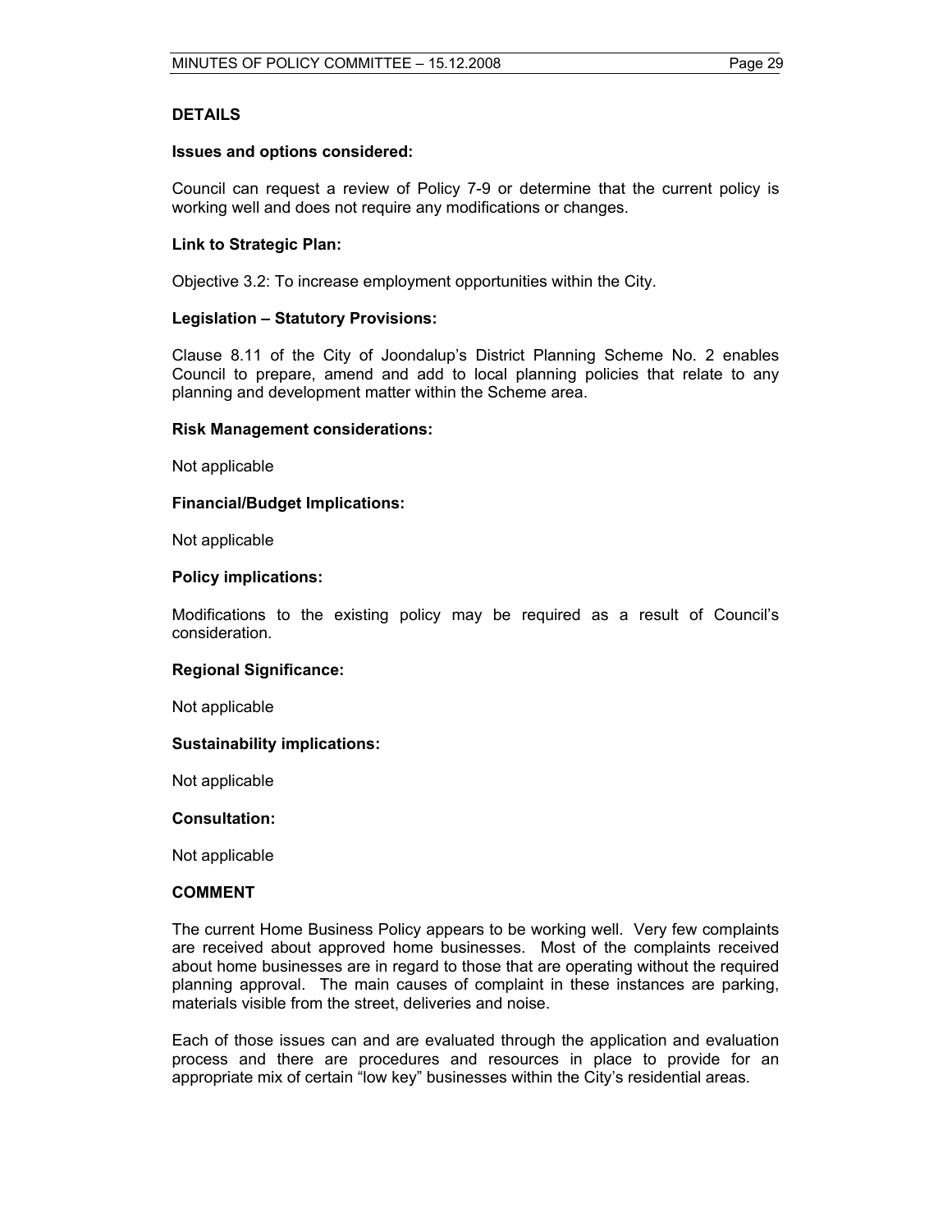## DETAILS

### Issues and options considered:

Council can request a review of Policy 7-9 or determine that the current policy is working well and does not require any modifications or changes.

### Link to Strategic Plan:

Objective 3.2: To increase employment opportunities within the City.

### Legislation – Statutory Provisions:

Clause 8.11 of the City of Joondalup's District Planning Scheme No. 2 enables Council to prepare, amend and add to local planning policies that relate to any planning and development matter within the Scheme area.

### Risk Management considerations:

Not applicable

### Financial/Budget Implications:

Not applicable

### Policy implications:

Modifications to the existing policy may be required as a result of Council's consideration.

### Regional Significance:

Not applicable

### Sustainability implications:

Not applicable

### Consultation:

Not applicable

## COMMENT

The current Home Business Policy appears to be working well. Very few complaints are received about approved home businesses. Most of the complaints received about home businesses are in regard to those that are operating without the required planning approval. The main causes of complaint in these instances are parking, materials visible from the street, deliveries and noise.

Each of those issues can and are evaluated through the application and evaluation process and there are procedures and resources in place to provide for an appropriate mix of certain "low key" businesses within the City's residential areas.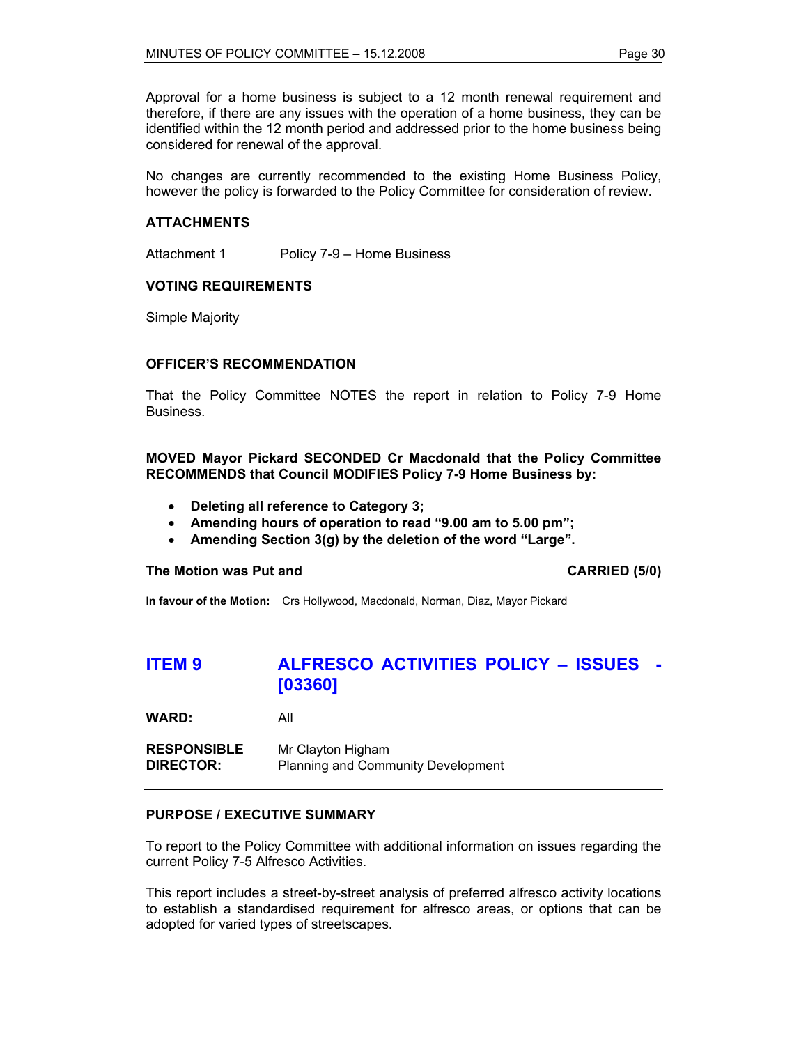Approval for a home business is subject to a 12 month renewal requirement and therefore, if there are any issues with the operation of a home business, they can be identified within the 12 month period and addressed prior to the home business being considered for renewal of the approval.

No changes are currently recommended to the existing Home Business Policy, however the policy is forwarded to the Policy Committee for consideration of review.

**ATTACHMENTS**

Attachment 1 Policy 7-9 – Home Business

**VOTING REQUIREMENTS**

Simple Majority

**OFFICER'S RECOMMENDATION**

That the Policy Committee NOTES the report in relation to Policy 7-9 Home Business.

**MOVED Mayor Pickard SECONDED Cr Macdonald that the Policy Committee RECOMMENDS that Council MODIFIES Policy 7-9 Home Business by:**

- **Deleting all reference to Category 3;**
- **Amending hours of operation to read "9.00 am to 5.00 pm";**
- **Amending Section 3(g) by the deletion of the word "Large".**

**The Motion was Put and CARRIED (5/0)**

**In favour of the Motion:** Crs Hollywood, Macdonald, Norman, Diaz, Mayor Pickard

## ITEM 9 ALFRESCO ACTIVITIES POLICY – ISSUES - [03360]

**WARD:** All

**RESPONSIBLE DIRECTOR:** Mr Clayton Higham
Planning and Community Development

**PURPOSE / EXECUTIVE SUMMARY**

To report to the Policy Committee with additional information on issues regarding the current Policy 7-5 Alfresco Activities.

This report includes a street-by-street analysis of preferred alfresco activity locations to establish a standardised requirement for alfresco areas, or options that can be adopted for varied types of streetscapes.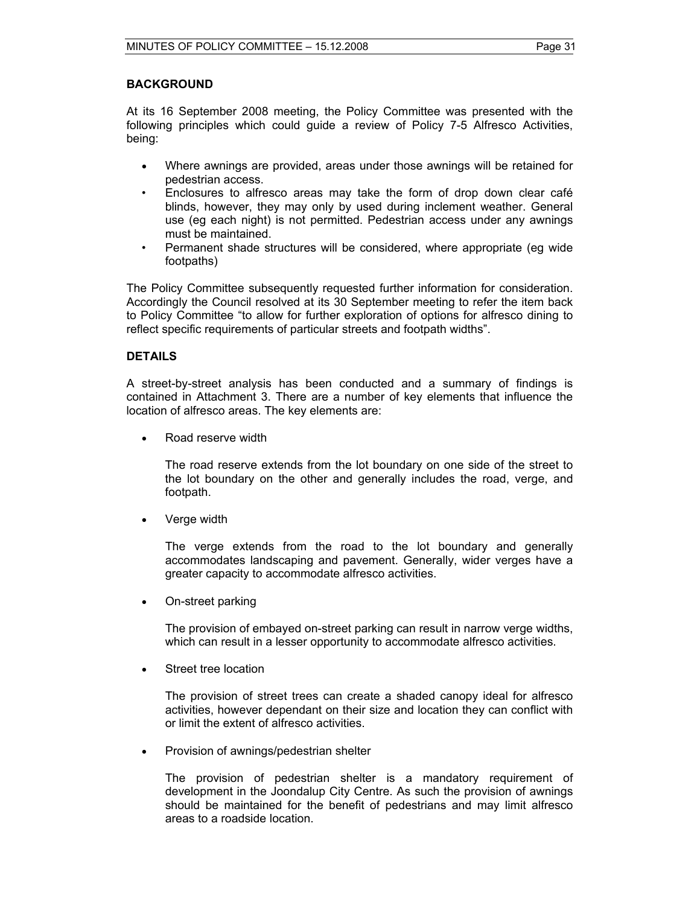## BACKGROUND

At its 16 September 2008 meeting, the Policy Committee was presented with the following principles which could guide a review of Policy 7-5 Alfresco Activities, being:

- Where awnings are provided, areas under those awnings will be retained for pedestrian access.
- Enclosures to alfresco areas may take the form of drop down clear café blinds, however, they may only by used during inclement weather. General use (eg each night) is not permitted. Pedestrian access under any awnings must be maintained.
- Permanent shade structures will be considered, where appropriate (eg wide footpaths)

The Policy Committee subsequently requested further information for consideration. Accordingly the Council resolved at its 30 September meeting to refer the item back to Policy Committee "to allow for further exploration of options for alfresco dining to reflect specific requirements of particular streets and footpath widths".

## DETAILS

A street-by-street analysis has been conducted and a summary of findings is contained in Attachment 3. There are a number of key elements that influence the location of alfresco areas. The key elements are:

- Road reserve width

  The road reserve extends from the lot boundary on one side of the street to the lot boundary on the other and generally includes the road, verge, and footpath.

- Verge width

  The verge extends from the road to the lot boundary and generally accommodates landscaping and pavement. Generally, wider verges have a greater capacity to accommodate alfresco activities.

- On-street parking

  The provision of embayed on-street parking can result in narrow verge widths, which can result in a lesser opportunity to accommodate alfresco activities.

- Street tree location

  The provision of street trees can create a shaded canopy ideal for alfresco activities, however dependant on their size and location they can conflict with or limit the extent of alfresco activities.

- Provision of awnings/pedestrian shelter

  The provision of pedestrian shelter is a mandatory requirement of development in the Joondalup City Centre. As such the provision of awnings should be maintained for the benefit of pedestrians and may limit alfresco areas to a roadside location.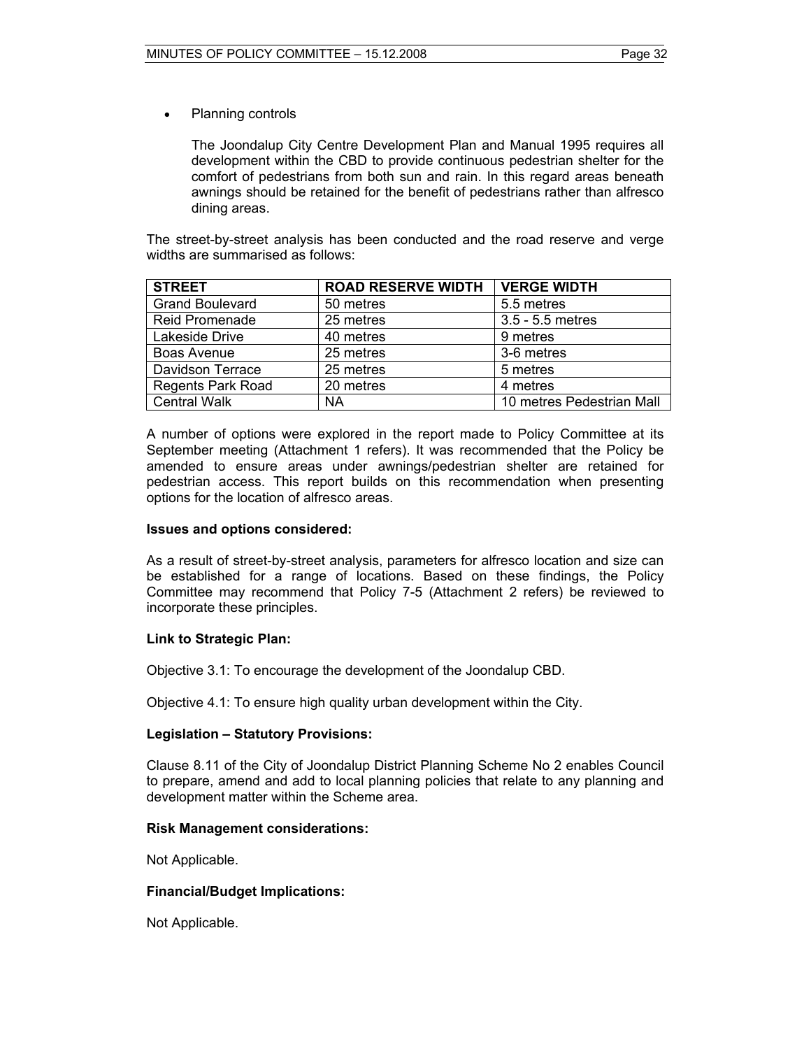- Planning controls

  The Joondalup City Centre Development Plan and Manual 1995 requires all development within the CBD to provide continuous pedestrian shelter for the comfort of pedestrians from both sun and rain. In this regard areas beneath awnings should be retained for the benefit of pedestrians rather than alfresco dining areas.

The street-by-street analysis has been conducted and the road reserve and verge widths are summarised as follows:

| STREET | ROAD RESERVE WIDTH | VERGE WIDTH |
|---|---|---|
| Grand Boulevard | 50 metres | 5.5 metres |
| Reid Promenade | 25 metres | 3.5 - 5.5 metres |
| Lakeside Drive | 40 metres | 9 metres |
| Boas Avenue | 25 metres | 3-6 metres |
| Davidson Terrace | 25 metres | 5 metres |
| Regents Park Road | 20 metres | 4 metres |
| Central Walk | NA | 10 metres Pedestrian Mall |

A number of options were explored in the report made to Policy Committee at its September meeting (Attachment 1 refers). It was recommended that the Policy be amended to ensure areas under awnings/pedestrian shelter are retained for pedestrian access. This report builds on this recommendation when presenting options for the location of alfresco areas.

**Issues and options considered:**

As a result of street-by-street analysis, parameters for alfresco location and size can be established for a range of locations. Based on these findings, the Policy Committee may recommend that Policy 7-5 (Attachment 2 refers) be reviewed to incorporate these principles.

**Link to Strategic Plan:**

Objective 3.1: To encourage the development of the Joondalup CBD.

Objective 4.1: To ensure high quality urban development within the City.

**Legislation – Statutory Provisions:**

Clause 8.11 of the City of Joondalup District Planning Scheme No 2 enables Council to prepare, amend and add to local planning policies that relate to any planning and development matter within the Scheme area.

**Risk Management considerations:**

Not Applicable.

**Financial/Budget Implications:**

Not Applicable.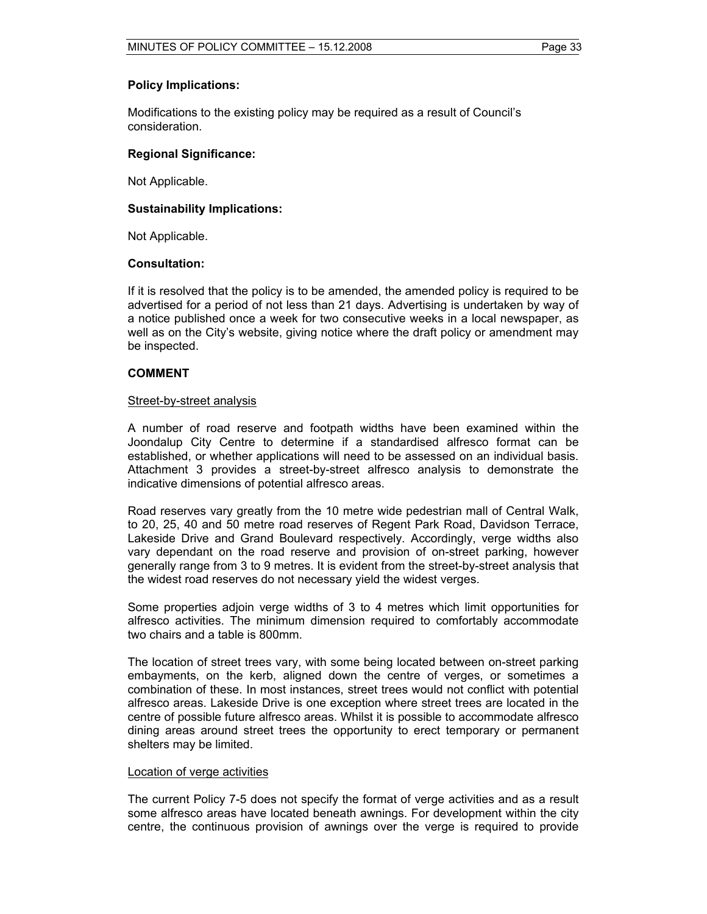**Policy Implications:**

Modifications to the existing policy may be required as a result of Council's consideration.

**Regional Significance:**

Not Applicable.

**Sustainability Implications:**

Not Applicable.

**Consultation:**

If it is resolved that the policy is to be amended, the amended policy is required to be advertised for a period of not less than 21 days. Advertising is undertaken by way of a notice published once a week for two consecutive weeks in a local newspaper, as well as on the City's website, giving notice where the draft policy or amendment may be inspected.

**COMMENT**

Street-by-street analysis

A number of road reserve and footpath widths have been examined within the Joondalup City Centre to determine if a standardised alfresco format can be established, or whether applications will need to be assessed on an individual basis. Attachment 3 provides a street-by-street alfresco analysis to demonstrate the indicative dimensions of potential alfresco areas.

Road reserves vary greatly from the 10 metre wide pedestrian mall of Central Walk, to 20, 25, 40 and 50 metre road reserves of Regent Park Road, Davidson Terrace, Lakeside Drive and Grand Boulevard respectively. Accordingly, verge widths also vary dependant on the road reserve and provision of on-street parking, however generally range from 3 to 9 metres. It is evident from the street-by-street analysis that the widest road reserves do not necessary yield the widest verges.

Some properties adjoin verge widths of 3 to 4 metres which limit opportunities for alfresco activities. The minimum dimension required to comfortably accommodate two chairs and a table is 800mm.

The location of street trees vary, with some being located between on-street parking embayments, on the kerb, aligned down the centre of verges, or sometimes a combination of these. In most instances, street trees would not conflict with potential alfresco areas. Lakeside Drive is one exception where street trees are located in the centre of possible future alfresco areas. Whilst it is possible to accommodate alfresco dining areas around street trees the opportunity to erect temporary or permanent shelters may be limited.

Location of verge activities

The current Policy 7-5 does not specify the format of verge activities and as a result some alfresco areas have located beneath awnings. For development within the city centre, the continuous provision of awnings over the verge is required to provide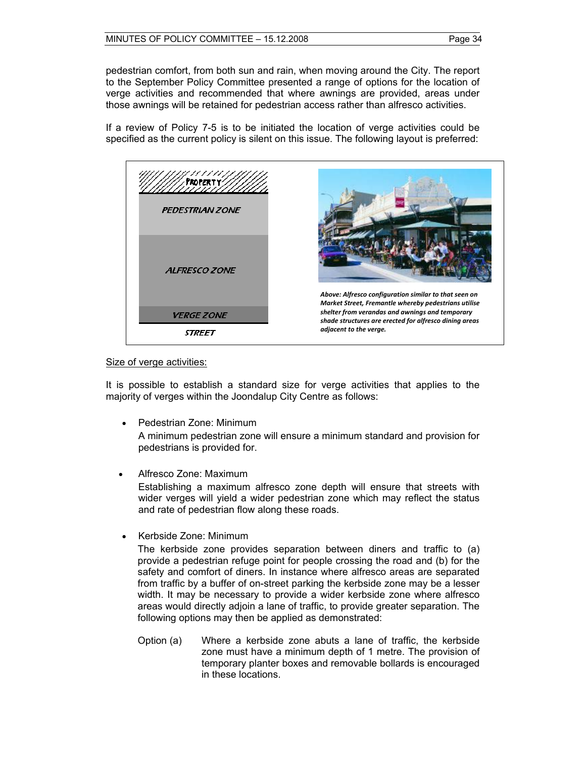pedestrian comfort, from both sun and rain, when moving around the City. The report to the September Policy Committee presented a range of options for the location of verge activities and recommended that where awnings are provided, areas under those awnings will be retained for pedestrian access rather than alfresco activities.

If a review of Policy 7-5 is to be initiated the location of verge activities could be specified as the current policy is silent on this issue. The following layout is preferred:

PROPERTY

PEDESTRIAN ZONE

ALFRESCO ZONE

VERGE ZONE

STREET

*Above: Alfresco configuration similar to that seen on Market Street, Fremantle whereby pedestrians utilise shelter from verandas and awnings and temporary shade structures are erected for alfresco dining areas adjacent to the verge.*

<u>Size of verge activities:</u>

It is possible to establish a standard size for verge activities that applies to the majority of verges within the Joondalup City Centre as follows:

- Pedestrian Zone: Minimum
  A minimum pedestrian zone will ensure a minimum standard and provision for pedestrians is provided for.

- Alfresco Zone: Maximum
  Establishing a maximum alfresco zone depth will ensure that streets with wider verges will yield a wider pedestrian zone which may reflect the status and rate of pedestrian flow along these roads.

- Kerbside Zone: Minimum
  The kerbside zone provides separation between diners and traffic to (a) provide a pedestrian refuge point for people crossing the road and (b) for the safety and comfort of diners. In instance where alfresco areas are separated from traffic by a buffer of on-street parking the kerbside zone may be a lesser width. It may be necessary to provide a wider kerbside zone where alfresco areas would directly adjoin a lane of traffic, to provide greater separation. The following options may then be applied as demonstrated:

  Option (a) Where a kerbside zone abuts a lane of traffic, the kerbside zone must have a minimum depth of 1 metre. The provision of temporary planter boxes and removable bollards is encouraged in these locations.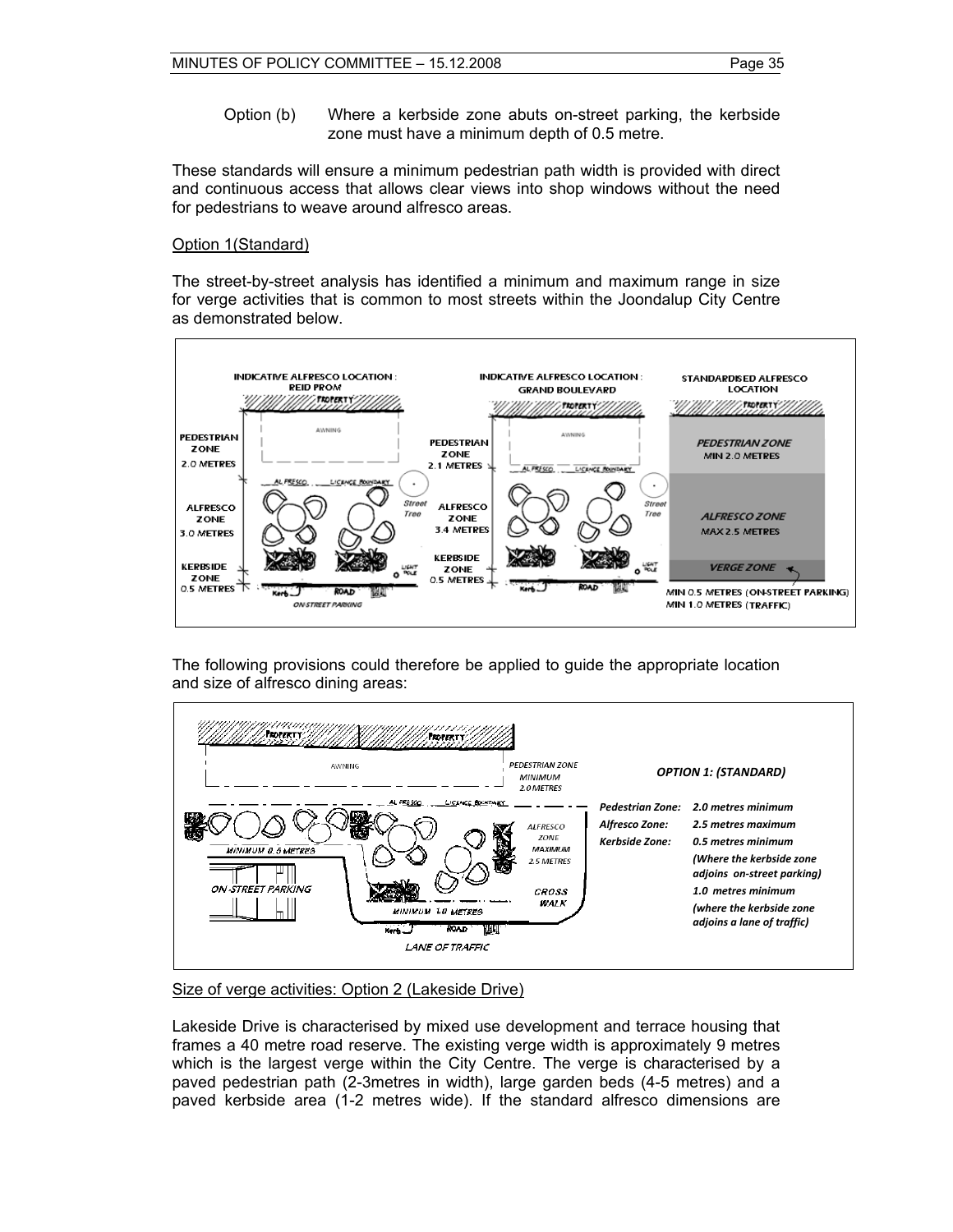Option (b) Where a kerbside zone abuts on-street parking, the kerbside zone must have a minimum depth of 0.5 metre.

These standards will ensure a minimum pedestrian path width is provided with direct and continuous access that allows clear views into shop windows without the need for pedestrians to weave around alfresco areas.

Option 1(Standard)

The street-by-street analysis has identified a minimum and maximum range in size for verge activities that is common to most streets within the Joondalup City Centre as demonstrated below.

The following provisions could therefore be applied to guide the appropriate location and size of alfresco dining areas:

Size of verge activities: Option 2 (Lakeside Drive)

Lakeside Drive is characterised by mixed use development and terrace housing that frames a 40 metre road reserve. The existing verge width is approximately 9 metres which is the largest verge within the City Centre. The verge is characterised by a paved pedestrian path (2-3metres in width), large garden beds (4-5 metres) and a paved kerbside area (1-2 metres wide). If the standard alfresco dimensions are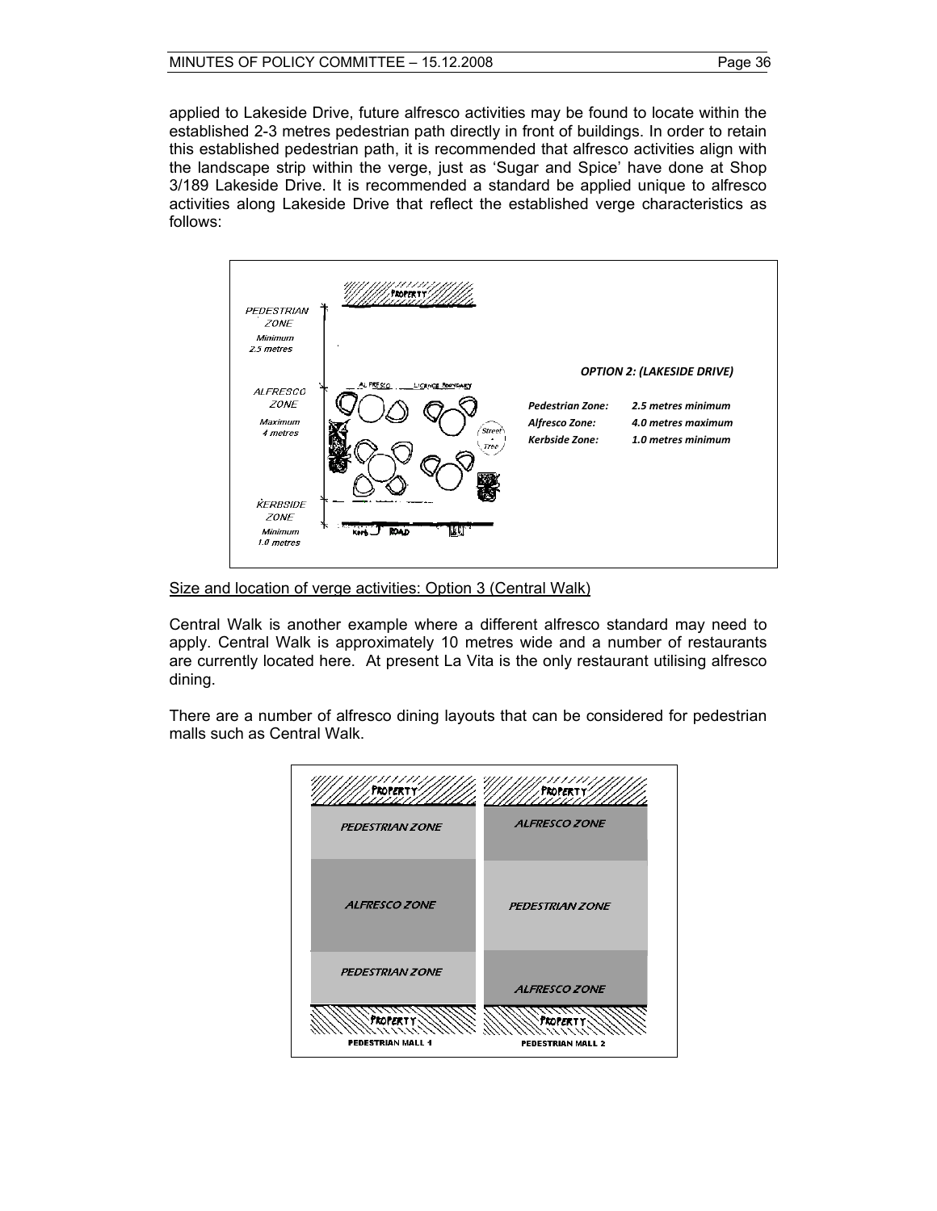applied to Lakeside Drive, future alfresco activities may be found to locate within the established 2-3 metres pedestrian path directly in front of buildings. In order to retain this established pedestrian path, it is recommended that alfresco activities align with the landscape strip within the verge, just as 'Sugar and Spice' have done at Shop 3/189 Lakeside Drive. It is recommended a standard be applied unique to alfresco activities along Lakeside Drive that reflect the established verge characteristics as follows:

*OPTION 2: (LAKESIDE DRIVE)*

| | |
|---|---|
| *Pedestrian Zone:* | *2.5 metres minimum* |
| *Alfresco Zone:* | *4.0 metres maximum* |
| *Kerbside Zone:* | *1.0 metres minimum* |

PEDESTRIAN ZONE Minimum 2.5 metres

ALFRESCO ZONE Maximum 4 metres

KERBSIDE ZONE Minimum 1.0 metres

Size and location of verge activities: Option 3 (Central Walk)

Central Walk is another example where a different alfresco standard may need to apply. Central Walk is approximately 10 metres wide and a number of restaurants are currently located here. At present La Vita is the only restaurant utilising alfresco dining.

There are a number of alfresco dining layouts that can be considered for pedestrian malls such as Central Walk.

| PEDESTRIAN MALL 1 | PEDESTRIAN MALL 2 |
|---|---|
| PROPERTY | PROPERTY |
| PEDESTRIAN ZONE | ALFRESCO ZONE |
| ALFRESCO ZONE | PEDESTRIAN ZONE |
| PEDESTRIAN ZONE | ALFRESCO ZONE |
| PROPERTY | PROPERTY |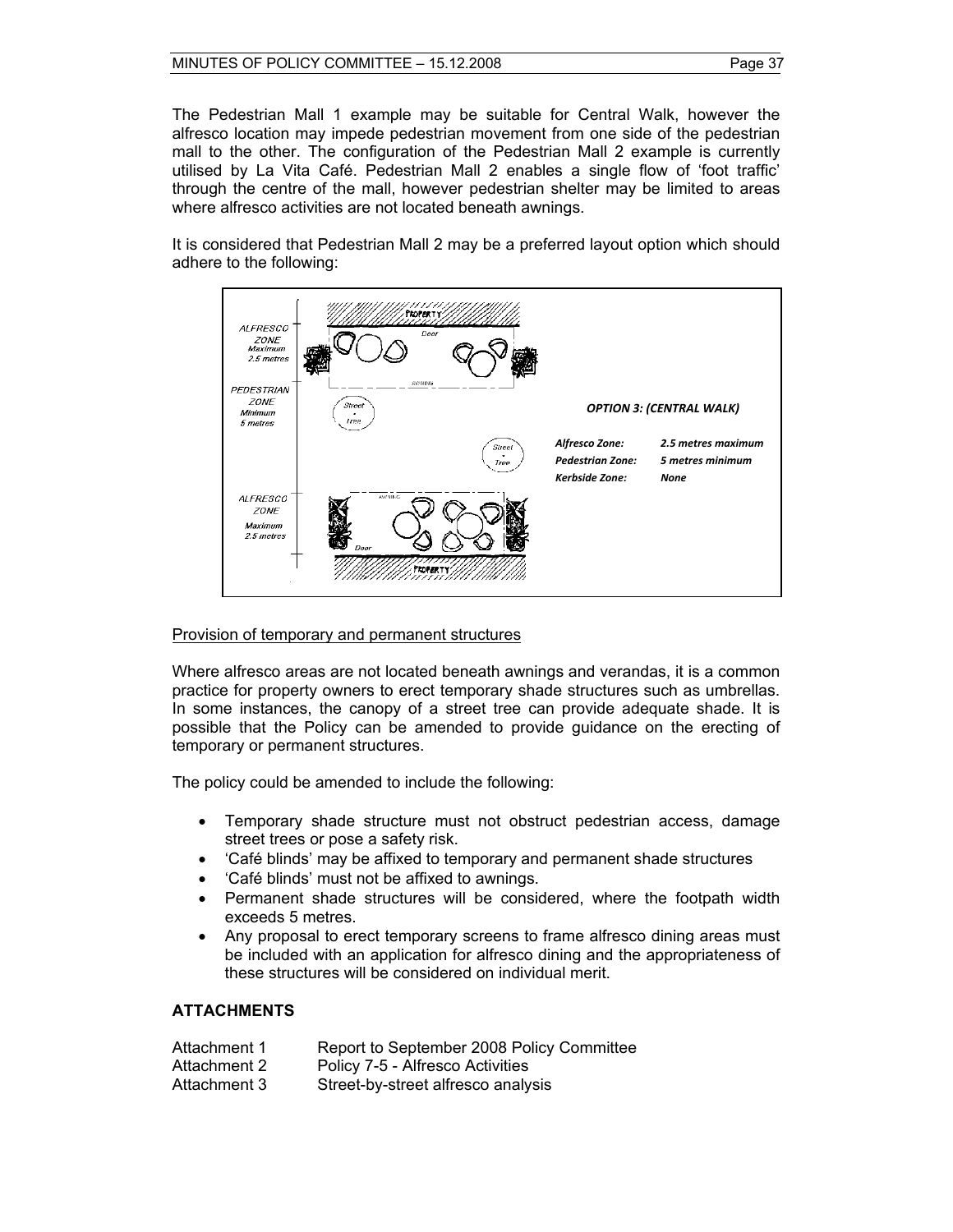The Pedestrian Mall 1 example may be suitable for Central Walk, however the alfresco location may impede pedestrian movement from one side of the pedestrian mall to the other. The configuration of the Pedestrian Mall 2 example is currently utilised by La Vita Café. Pedestrian Mall 2 enables a single flow of 'foot traffic' through the centre of the mall, however pedestrian shelter may be limited to areas where alfresco activities are not located beneath awnings.

It is considered that Pedestrian Mall 2 may be a preferred layout option which should adhere to the following:

*OPTION 3: (CENTRAL WALK)*

| | |
|---|---|
| *Alfresco Zone:* | *2.5 metres maximum* |
| *Pedestrian Zone:* | *5 metres minimum* |
| *Kerbside Zone:* | *None* |

ALFRESCO ZONE Maximum 2.5 metres

PEDESTRIAN ZONE Minimum 5 metres

ALFRESCO ZONE Maximum 2.5 metres

<u>Provision of temporary and permanent structures</u>

Where alfresco areas are not located beneath awnings and verandas, it is a common practice for property owners to erect temporary shade structures such as umbrellas. In some instances, the canopy of a street tree can provide adequate shade. It is possible that the Policy can be amended to provide guidance on the erecting of temporary or permanent structures.

The policy could be amended to include the following:

- Temporary shade structure must not obstruct pedestrian access, damage street trees or pose a safety risk.
- 'Café blinds' may be affixed to temporary and permanent shade structures
- 'Café blinds' must not be affixed to awnings.
- Permanent shade structures will be considered, where the footpath width exceeds 5 metres.
- Any proposal to erect temporary screens to frame alfresco dining areas must be included with an application for alfresco dining and the appropriateness of these structures will be considered on individual merit.

## ATTACHMENTS

| | |
|---|---|
| Attachment 1 | Report to September 2008 Policy Committee |
| Attachment 2 | Policy 7-5 - Alfresco Activities |
| Attachment 3 | Street-by-street alfresco analysis |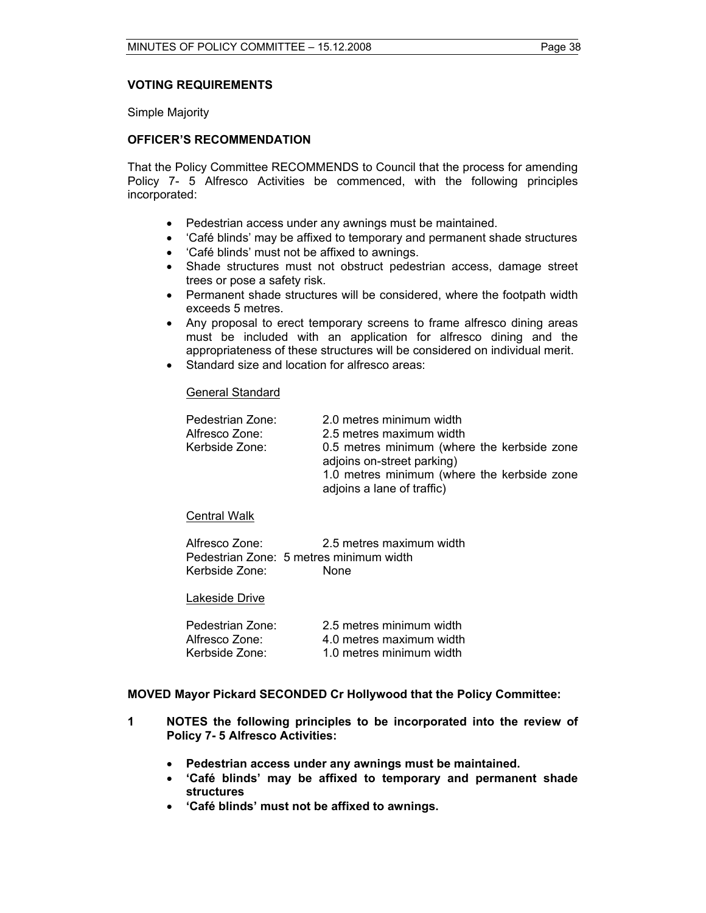**VOTING REQUIREMENTS**

Simple Majority

**OFFICER'S RECOMMENDATION**

That the Policy Committee RECOMMENDS to Council that the process for amending Policy 7- 5 Alfresco Activities be commenced, with the following principles incorporated:

- Pedestrian access under any awnings must be maintained.
- 'Café blinds' may be affixed to temporary and permanent shade structures
- 'Café blinds' must not be affixed to awnings.
- Shade structures must not obstruct pedestrian access, damage street trees or pose a safety risk.
- Permanent shade structures will be considered, where the footpath width exceeds 5 metres.
- Any proposal to erect temporary screens to frame alfresco dining areas must be included with an application for alfresco dining and the appropriateness of these structures will be considered on individual merit.
- Standard size and location for alfresco areas:

  <u>General Standard</u>

  Pedestrian Zone: 2.0 metres minimum width
  Alfresco Zone: 2.5 metres maximum width
  Kerbside Zone: 0.5 metres minimum (where the kerbside zone adjoins on-street parking)
  1.0 metres minimum (where the kerbside zone adjoins a lane of traffic)

  <u>Central Walk</u>

  Alfresco Zone: 2.5 metres maximum width
  Pedestrian Zone: 5 metres minimum width
  Kerbside Zone: None

  <u>Lakeside Drive</u>

  Pedestrian Zone: 2.5 metres minimum width
  Alfresco Zone: 4.0 metres maximum width
  Kerbside Zone: 1.0 metres minimum width

**MOVED Mayor Pickard SECONDED Cr Hollywood that the Policy Committee:**

**1 NOTES the following principles to be incorporated into the review of Policy 7- 5 Alfresco Activities:**

- **Pedestrian access under any awnings must be maintained.**
- **'Café blinds' may be affixed to temporary and permanent shade structures**
- **'Café blinds' must not be affixed to awnings.**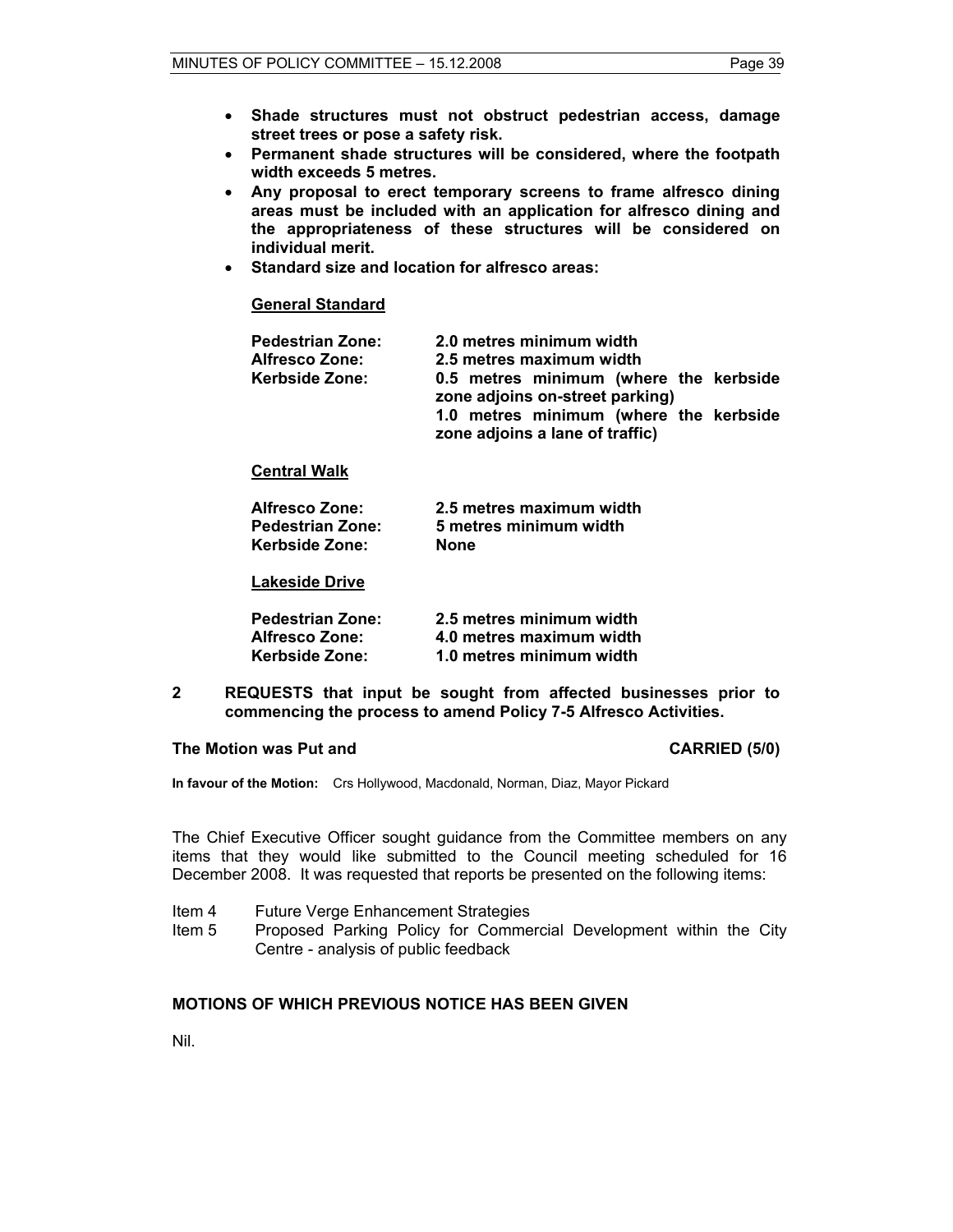- **Shade structures must not obstruct pedestrian access, damage street trees or pose a safety risk.**
- **Permanent shade structures will be considered, where the footpath width exceeds 5 metres.**
- **Any proposal to erect temporary screens to frame alfresco dining areas must be included with an application for alfresco dining and the appropriateness of these structures will be considered on individual merit.**
- **Standard size and location for alfresco areas:**

  **General Standard**

  | | |
  |---|---|
  | **Pedestrian Zone:** | **2.0 metres minimum width** |
  | **Alfresco Zone:** | **2.5 metres maximum width** |
  | **Kerbside Zone:** | **0.5 metres minimum (where the kerbside zone adjoins on-street parking)** <br> **1.0 metres minimum (where the kerbside zone adjoins a lane of traffic)** |

  **Central Walk**

  | | |
  |---|---|
  | **Alfresco Zone:** | **2.5 metres maximum width** |
  | **Pedestrian Zone:** | **5 metres minimum width** |
  | **Kerbside Zone:** | **None** |

  **Lakeside Drive**

  | | |
  |---|---|
  | **Pedestrian Zone:** | **2.5 metres minimum width** |
  | **Alfresco Zone:** | **4.0 metres maximum width** |
  | **Kerbside Zone:** | **1.0 metres minimum width** |

**2 REQUESTS that input be sought from affected businesses prior to commencing the process to amend Policy 7-5 Alfresco Activities.**

**The Motion was Put and CARRIED (5/0)**

**In favour of the Motion:** Crs Hollywood, Macdonald, Norman, Diaz, Mayor Pickard

The Chief Executive Officer sought guidance from the Committee members on any items that they would like submitted to the Council meeting scheduled for 16 December 2008. It was requested that reports be presented on the following items:

Item 4 Future Verge Enhancement Strategies
Item 5 Proposed Parking Policy for Commercial Development within the City Centre - analysis of public feedback

## MOTIONS OF WHICH PREVIOUS NOTICE HAS BEEN GIVEN

Nil.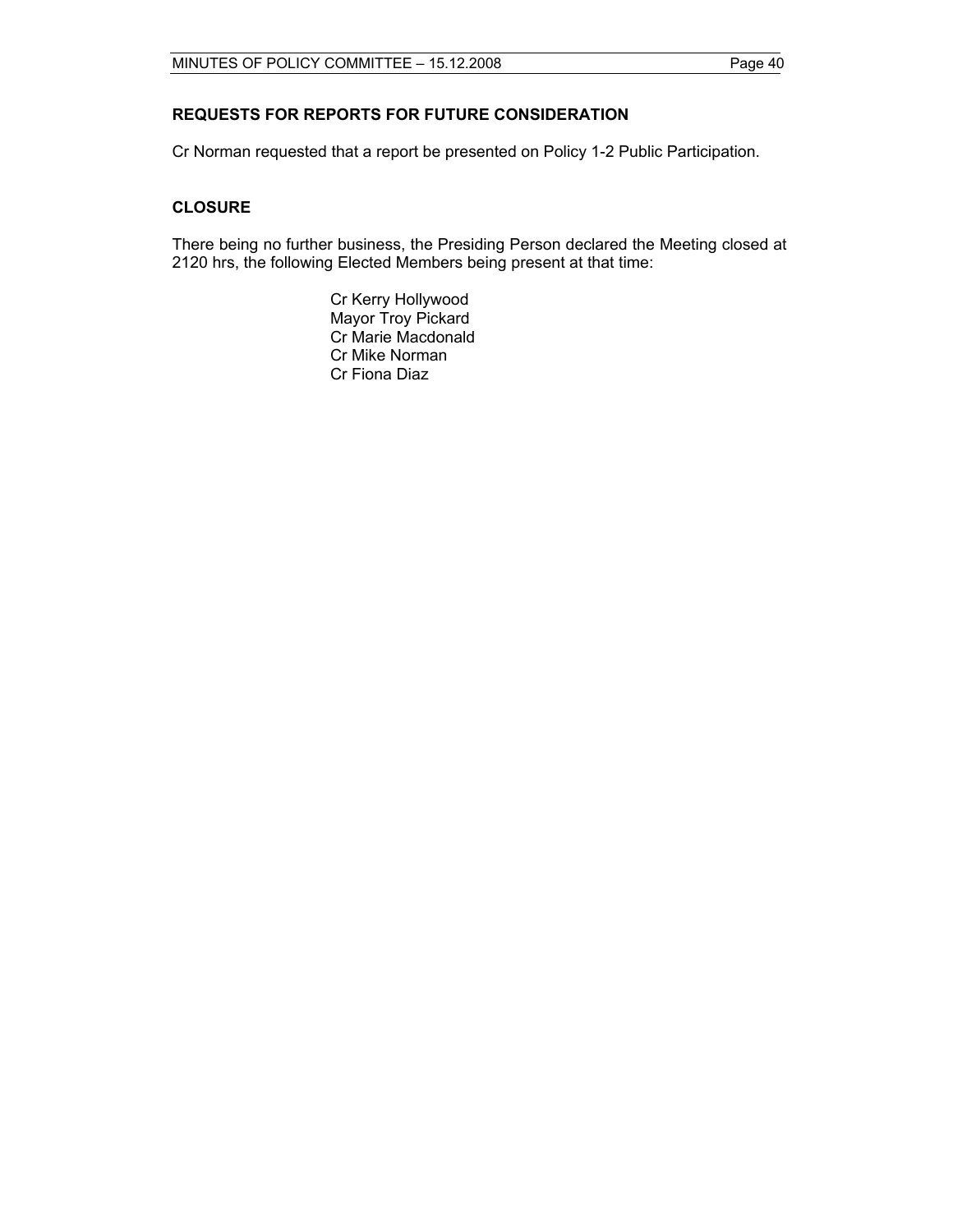## REQUESTS FOR REPORTS FOR FUTURE CONSIDERATION

Cr Norman requested that a report be presented on Policy 1-2 Public Participation.

## CLOSURE

There being no further business, the Presiding Person declared the Meeting closed at 2120 hrs, the following Elected Members being present at that time:

Cr Kerry Hollywood
Mayor Troy Pickard
Cr Marie Macdonald
Cr Mike Norman
Cr Fiona Diaz